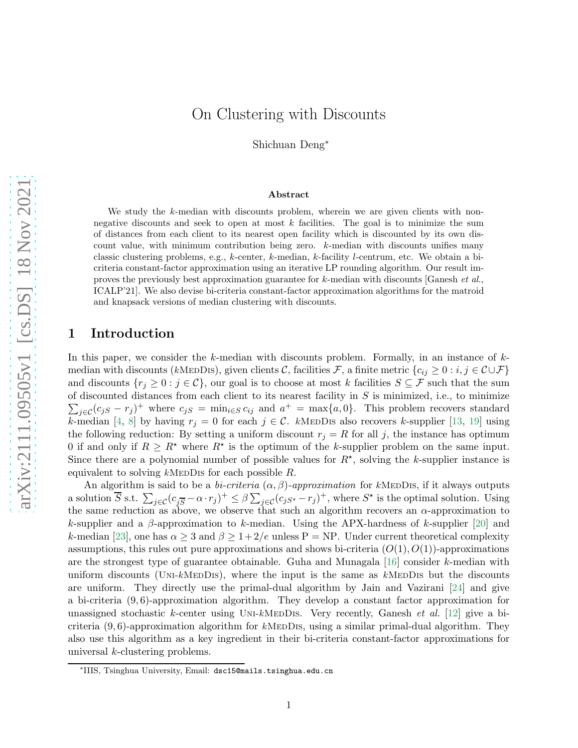# On Clustering with Discounts

Shichuan Deng*

### Abstract

We study the $k$-median with discounts problem, wherein we are given clients with non-negative discounts and seek to open at most $k$ facilities. The goal is to minimize the sum of distances from each client to its nearest open facility which is discounted by its own discount value, with minimum contribution being zero. $k$-median with discounts unifies many classic clustering problems, e.g., $k$-center, $k$-median, $k$-facility $l$-centrum, etc. We obtain a bi-criteria constant-factor approximation using an iterative LP rounding algorithm. Our result improves the previously best approximation guarantee for $k$-median with discounts [Ganesh *et al.*, ICALP'21]. We also devise bi-criteria constant-factor approximation algorithms for the matroid and knapsack versions of median clustering with discounts.

## 1 Introduction

In this paper, we consider the $k$-median with discounts problem. Formally, in an instance of $k$-median with discounts ($k$MedDis), given clients $\mathcal{C}$, facilities $\mathcal{F}$, a finite metric $\{c_{ij} \geq 0 : i, j \in \mathcal{C} \cup \mathcal{F}\}$ and discounts $\{r_j \geq 0 : j \in \mathcal{C}\}$, our goal is to choose at most $k$ facilities $S \subseteq \mathcal{F}$ such that the sum of discounted distances from each client to its nearest facility in $S$ is minimized, i.e., to minimize $\sum_{j\in\mathcal{C}}(c_{jS} - r_j)^+$ where $c_{jS} = \min_{i\in S} c_{ij}$ and $a^+ = \max\{a, 0\}$. This problem recovers standard $k$-median [4, 8] by having $r_j = 0$ for each $j \in \mathcal{C}$. $k$MedDis also recovers $k$-supplier [13, 19] using the following reduction: By setting a uniform discount $r_j = R$ for all $j$, the instance has optimum 0 if and only if $R \geq R^\star$ where $R^\star$ is the optimum of the $k$-supplier problem on the same input. Since there are a polynomial number of possible values for $R^\star$, solving the $k$-supplier instance is equivalent to solving $k$MedDis for each possible $R$.

An algorithm is said to be a *bi-criteria* $(\alpha, \beta)$*-approximation* for $k$MedDis, if it always outputs a solution $\overline{S}$ s.t. $\sum_{j\in\mathcal{C}}(c_{j\overline{S}} - \alpha \cdot r_j)^+ \leq \beta \sum_{j\in\mathcal{C}}(c_{jS^\star} - r_j)^+$, where $S^\star$ is the optimal solution. Using the same reduction as above, we observe that such an algorithm recovers an $\alpha$-approximation to $k$-supplier and a $\beta$-approximation to $k$-median. Using the APX-hardness of $k$-supplier [20] and $k$-median [23], one has $\alpha \geq 3$ and $\beta \geq 1+2/e$ unless P = NP. Under current theoretical complexity assumptions, this rules out pure approximations and shows bi-criteria $(O(1), O(1))$-approximations are the strongest type of guarantee obtainable. Guha and Munagala [16] consider $k$-median with uniform discounts (Uni-$k$MedDis), where the input is the same as $k$MedDis but the discounts are uniform. They directly use the primal-dual algorithm by Jain and Vazirani [24] and give a bi-criteria $(9, 6)$-approximation algorithm. They develop a constant factor approximation for unassigned stochastic $k$-center using Uni-$k$MedDis. Very recently, Ganesh *et al.* [12] give a bi-criteria $(9, 6)$-approximation algorithm for $k$MedDis, using a similar primal-dual algorithm. They also use this algorithm as a key ingredient in their bi-criteria constant-factor approximations for universal $k$-clustering problems.

*IIIS, Tsinghua University, Email: dsc15@mails.tsinghua.edu.cn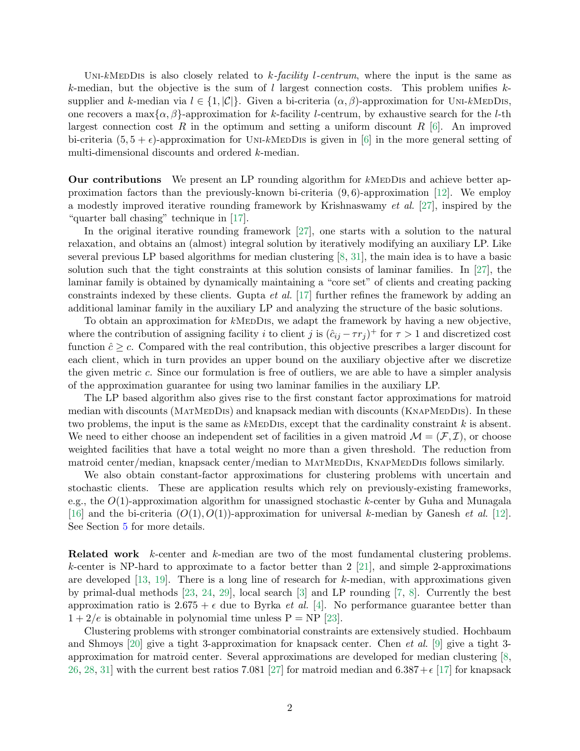Uni-$k$MedDis is also closely related to *$k$-facility $l$-centrum*, where the input is the same as $k$-median, but the objective is the sum of $l$ largest connection costs. This problem unifies $k$-supplier and $k$-median via $l \in \{1, |\mathcal{C}|\}$. Given a bi-criteria $(\alpha, \beta)$-approximation for Uni-$k$MedDis, one recovers a $\max\{\alpha, \beta\}$-approximation for $k$-facility $l$-centrum, by exhaustive search for the $l$-th largest connection cost $R$ in the optimum and setting a uniform discount $R$ [6]. An improved bi-criteria $(5, 5+\epsilon)$-approximation for Uni-$k$MedDis is given in [6] in the more general setting of multi-dimensional discounts and ordered $k$-median.

**Our contributions** We present an LP rounding algorithm for $k$MedDis and achieve better approximation factors than the previously-known bi-criteria $(9, 6)$-approximation [12]. We employ a modestly improved iterative rounding framework by Krishnaswamy *et al.* [27], inspired by the "quarter ball chasing" technique in [17].

In the original iterative rounding framework [27], one starts with a solution to the natural relaxation, and obtains an (almost) integral solution by iteratively modifying an auxiliary LP. Like several previous LP based algorithms for median clustering [8, 31], the main idea is to have a basic solution such that the tight constraints at this solution consists of laminar families. In [27], the laminar family is obtained by dynamically maintaining a "core set" of clients and creating packing constraints indexed by these clients. Gupta *et al.* [17] further refines the framework by adding an additional laminar family in the auxiliary LP and analyzing the structure of the basic solutions.

To obtain an approximation for $k$MedDis, we adapt the framework by having a new objective, where the contribution of assigning facility $i$ to client $j$ is $(\hat{c}_{ij} - \tau r_j)^+$ for $\tau > 1$ and discretized cost function $\hat{c} \geq c$. Compared with the real contribution, this objective prescribes a larger discount for each client, which in turn provides an upper bound on the auxiliary objective after we discretize the given metric $c$. Since our formulation is free of outliers, we are able to have a simpler analysis of the approximation guarantee for using two laminar families in the auxiliary LP.

The LP based algorithm also gives rise to the first constant factor approximations for matroid median with discounts (MatMedDis) and knapsack median with discounts (KnapMedDis). In these two problems, the input is the same as $k$MedDis, except that the cardinality constraint $k$ is absent. We need to either choose an independent set of facilities in a given matroid $\mathcal{M} = (\mathcal{F}, \mathcal{I})$, or choose weighted facilities that have a total weight no more than a given threshold. The reduction from matroid center/median, knapsack center/median to MatMedDis, KnapMedDis follows similarly.

We also obtain constant-factor approximations for clustering problems with uncertain and stochastic clients. These are application results which rely on previously-existing frameworks, e.g., the $O(1)$-approximation algorithm for unassigned stochastic $k$-center by Guha and Munagala [16] and the bi-criteria $(O(1), O(1))$-approximation for universal $k$-median by Ganesh *et al.* [12]. See Section 5 for more details.

**Related work** $k$-center and $k$-median are two of the most fundamental clustering problems. $k$-center is NP-hard to approximate to a factor better than 2 [21], and simple 2-approximations are developed [13, 19]. There is a long line of research for $k$-median, with approximations given by primal-dual methods [23, 24, 29], local search [3] and LP rounding [7, 8]. Currently the best approximation ratio is $2.675 + \epsilon$ due to Byrka *et al.* [4]. No performance guarantee better than $1 + 2/e$ is obtainable in polynomial time unless P = NP [23].

Clustering problems with stronger combinatorial constraints are extensively studied. Hochbaum and Shmoys [20] give a tight 3-approximation for knapsack center. Chen *et al.* [9] give a tight 3-approximation for matroid center. Several approximations are developed for median clustering [8, 26, 28, 31] with the current best ratios 7.081 [27] for matroid median and $6.387 + \epsilon$ [17] for knapsack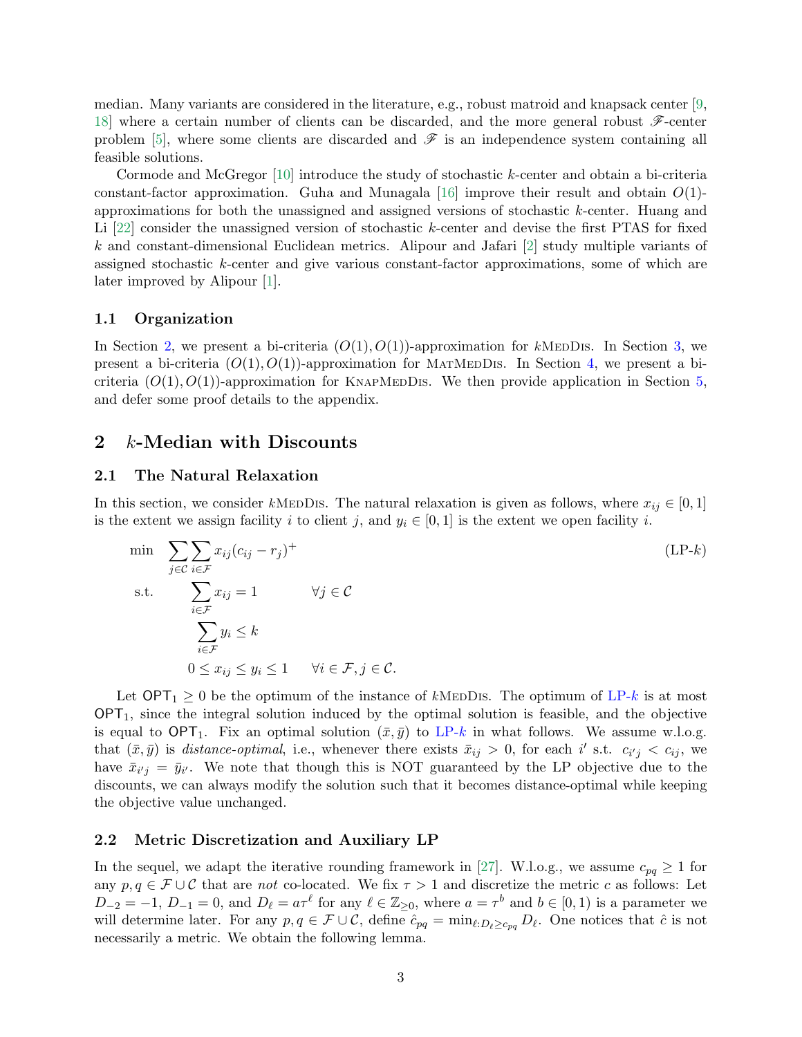median. Many variants are considered in the literature, e.g., robust matroid and knapsack center [9, 18] where a certain number of clients can be discarded, and the more general robust $\mathscr{F}$-center problem [5], where some clients are discarded and $\mathscr{F}$ is an independence system containing all feasible solutions.

Cormode and McGregor [10] introduce the study of stochastic $k$-center and obtain a bi-criteria constant-factor approximation. Guha and Munagala [16] improve their result and obtain $O(1)$-approximations for both the unassigned and assigned versions of stochastic $k$-center. Huang and Li [22] consider the unassigned version of stochastic $k$-center and devise the first PTAS for fixed $k$ and constant-dimensional Euclidean metrics. Alipour and Jafari [2] study multiple variants of assigned stochastic $k$-center and give various constant-factor approximations, some of which are later improved by Alipour [1].

### 1.1 Organization

In Section 2, we present a bi-criteria $(O(1), O(1))$-approximation for $k$MedDis. In Section 3, we present a bi-criteria $(O(1), O(1))$-approximation for MatMedDis. In Section 4, we present a bi-criteria $(O(1), O(1))$-approximation for KnapMedDis. We then provide application in Section 5, and defer some proof details to the appendix.

## 2 $k$-Median with Discounts

### 2.1 The Natural Relaxation

In this section, we consider $k$MedDis. The natural relaxation is given as follows, where $x_{ij} \in [0, 1]$ is the extent we assign facility $i$ to client $j$, and $y_i \in [0, 1]$ is the extent we open facility $i$.

$$
\begin{aligned}
\min \quad & \sum_{j \in \mathcal{C}} \sum_{i \in \mathcal{F}} x_{ij}(c_{ij} - r_j)^+ && \text{(LP-}k\text{)} \\
\text{s.t.} \quad & \sum_{i \in \mathcal{F}} x_{ij} = 1 && \forall j \in \mathcal{C} \\
& \sum_{i \in \mathcal{F}} y_i \leq k \\
& 0 \leq x_{ij} \leq y_i \leq 1 && \forall i \in \mathcal{F}, j \in \mathcal{C}.
\end{aligned}
$$

Let $\mathsf{OPT}_1 \geq 0$ be the optimum of the instance of $k$MedDis. The optimum of LP-$k$ is at most $\mathsf{OPT}_1$, since the integral solution induced by the optimal solution is feasible, and the objective is equal to $\mathsf{OPT}_1$. Fix an optimal solution $(\bar{x}, \bar{y})$ to LP-$k$ in what follows. We assume w.l.o.g. that $(\bar{x}, \bar{y})$ is *distance-optimal*, i.e., whenever there exists $\bar{x}_{ij} > 0$, for each $i'$ s.t. $c_{i'j} < c_{ij}$, we have $\bar{x}_{i'j} = \bar{y}_{i'}$. We note that though this is NOT guaranteed by the LP objective due to the discounts, we can always modify the solution such that it becomes distance-optimal while keeping the objective value unchanged.

### 2.2 Metric Discretization and Auxiliary LP

In the sequel, we adapt the iterative rounding framework in [27]. W.l.o.g., we assume $c_{pq} \geq 1$ for any $p, q \in \mathcal{F} \cup \mathcal{C}$ that are *not* co-located. We fix $\tau > 1$ and discretize the metric $c$ as follows: Let $D_{-2} = -1$, $D_{-1} = 0$, and $D_\ell = a\tau^\ell$ for any $\ell \in \mathbb{Z}_{\geq 0}$, where $a = \tau^b$ and $b \in [0, 1)$ is a parameter we will determine later. For any $p, q \in \mathcal{F} \cup \mathcal{C}$, define $\hat{c}_{pq} = \min_{\ell : D_\ell \geq c_{pq}} D_\ell$. One notices that $\hat{c}$ is not necessarily a metric. We obtain the following lemma.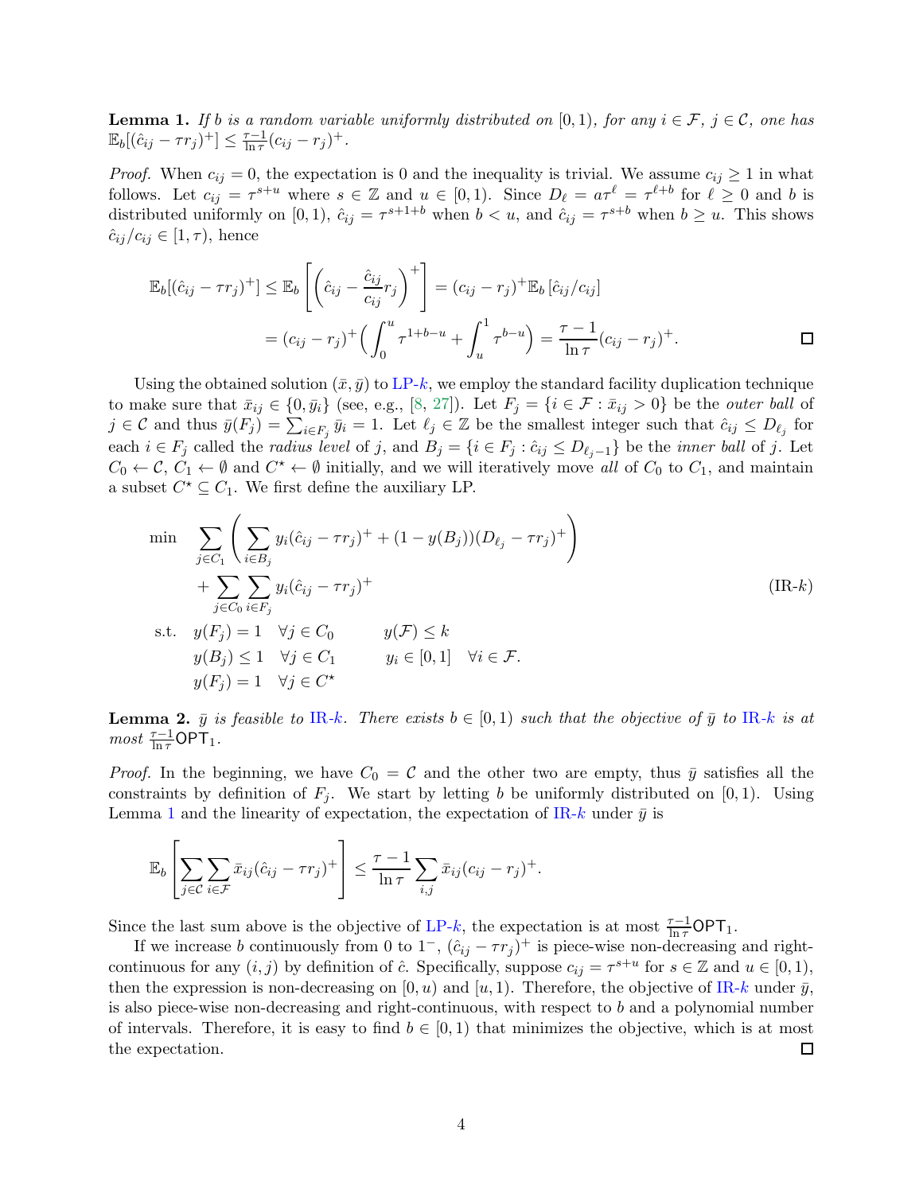**Lemma 1.** *If $b$ is a random variable uniformly distributed on $[0, 1)$, for any $i \in \mathcal{F}$, $j \in \mathcal{C}$, one has $\mathbb{E}_b[(\hat{c}_{ij} - \tau r_j)^+] \le \frac{\tau-1}{\ln \tau}(c_{ij} - r_j)^+$.*

*Proof.* When $c_{ij} = 0$, the expectation is 0 and the inequality is trivial. We assume $c_{ij} \ge 1$ in what follows. Let $c_{ij} = \tau^{s+u}$ where $s \in \mathbb{Z}$ and $u \in [0, 1)$. Since $D_\ell = a\tau^\ell = \tau^{\ell+b}$ for $\ell \ge 0$ and $b$ is distributed uniformly on $[0, 1)$, $\hat{c}_{ij} = \tau^{s+1+b}$ when $b < u$, and $\hat{c}_{ij} = \tau^{s+b}$ when $b \ge u$. This shows $\hat{c}_{ij}/c_{ij} \in [1, \tau)$, hence

$$
\begin{aligned}
\mathbb{E}_b[(\hat{c}_{ij} - \tau r_j)^+] &\le \mathbb{E}_b\left[\left(\hat{c}_{ij} - \frac{\hat{c}_{ij}}{c_{ij}} r_j\right)^+\right] = (c_{ij} - r_j)^+ \mathbb{E}_b\left[\hat{c}_{ij}/c_{ij}\right] \\
&= (c_{ij} - r_j)^+ \Big(\int_0^u \tau^{1+b-u} + \int_u^1 \tau^{b-u}\Big) = \frac{\tau - 1}{\ln \tau}(c_{ij} - r_j)^+. \qquad \square
\end{aligned}
$$

Using the obtained solution $(\bar{x}, \bar{y})$ to LP-$k$, we employ the standard facility duplication technique to make sure that $\bar{x}_{ij} \in \{0, \bar{y}_i\}$ (see, e.g., [8, 27]). Let $F_j = \{i \in \mathcal{F} : \bar{x}_{ij} > 0\}$ be the *outer ball* of $j \in \mathcal{C}$ and thus $\bar{y}(F_j) = \sum_{i \in F_j} \bar{y}_i = 1$. Let $\ell_j \in \mathbb{Z}$ be the smallest integer such that $\hat{c}_{ij} \le D_{\ell_j}$ for each $i \in F_j$ called the *radius level* of $j$, and $B_j = \{i \in F_j : \hat{c}_{ij} \le D_{\ell_j - 1}\}$ be the *inner ball* of $j$. Let $C_0 \leftarrow \mathcal{C}$, $C_1 \leftarrow \emptyset$ and $C^\star \leftarrow \emptyset$ initially, and we will iteratively move *all* of $C_0$ to $C_1$, and maintain a subset $C^\star \subseteq C_1$. We first define the auxiliary LP.

$$
\begin{aligned}
\min \quad & \sum_{j \in C_1} \left( \sum_{i \in B_j} y_i (\hat{c}_{ij} - \tau r_j)^+ + (1 - y(B_j))(D_{\ell_j} - \tau r_j)^+ \right) \\
& + \sum_{j \in C_0} \sum_{i \in F_j} y_i (\hat{c}_{ij} - \tau r_j)^+ \qquad\qquad\qquad\qquad\qquad\qquad \text{(IR-}k\text{)} \\
\text{s.t.} \quad & y(F_j) = 1 \quad \forall j \in C_0 \qquad\quad y(\mathcal{F}) \le k \\
& y(B_j) \le 1 \quad \forall j \in C_1 \qquad\quad y_i \in [0, 1] \quad \forall i \in \mathcal{F}. \\
& y(F_j) = 1 \quad \forall j \in C^\star
\end{aligned}
$$

**Lemma 2.** *$\bar{y}$ is feasible to IR-$k$. There exists $b \in [0, 1)$ such that the objective of $\bar{y}$ to IR-$k$ is at most $\frac{\tau-1}{\ln \tau}\mathsf{OPT}_1$.*

*Proof.* In the beginning, we have $C_0 = \mathcal{C}$ and the other two are empty, thus $\bar{y}$ satisfies all the constraints by definition of $F_j$. We start by letting $b$ be uniformly distributed on $[0, 1)$. Using Lemma 1 and the linearity of expectation, the expectation of IR-$k$ under $\bar{y}$ is

$$
\mathbb{E}_b\left[\sum_{j \in \mathcal{C}} \sum_{i \in \mathcal{F}} \bar{x}_{ij} (\hat{c}_{ij} - \tau r_j)^+\right] \le \frac{\tau - 1}{\ln \tau} \sum_{i,j} \bar{x}_{ij} (c_{ij} - r_j)^+.
$$

Since the last sum above is the objective of LP-$k$, the expectation is at most $\frac{\tau-1}{\ln \tau}\mathsf{OPT}_1$.

If we increase $b$ continuously from 0 to $1^-$, $(\hat{c}_{ij} - \tau r_j)^+$ is piece-wise non-decreasing and right-continuous for any $(i, j)$ by definition of $\hat{c}$. Specifically, suppose $c_{ij} = \tau^{s+u}$ for $s \in \mathbb{Z}$ and $u \in [0, 1)$, then the expression is non-decreasing on $[0, u)$ and $[u, 1)$. Therefore, the objective of IR-$k$ under $\bar{y}$, is also piece-wise non-decreasing and right-continuous, with respect to $b$ and a polynomial number of intervals. Therefore, it is easy to find $b \in [0, 1)$ that minimizes the objective, which is at most the expectation. $\square$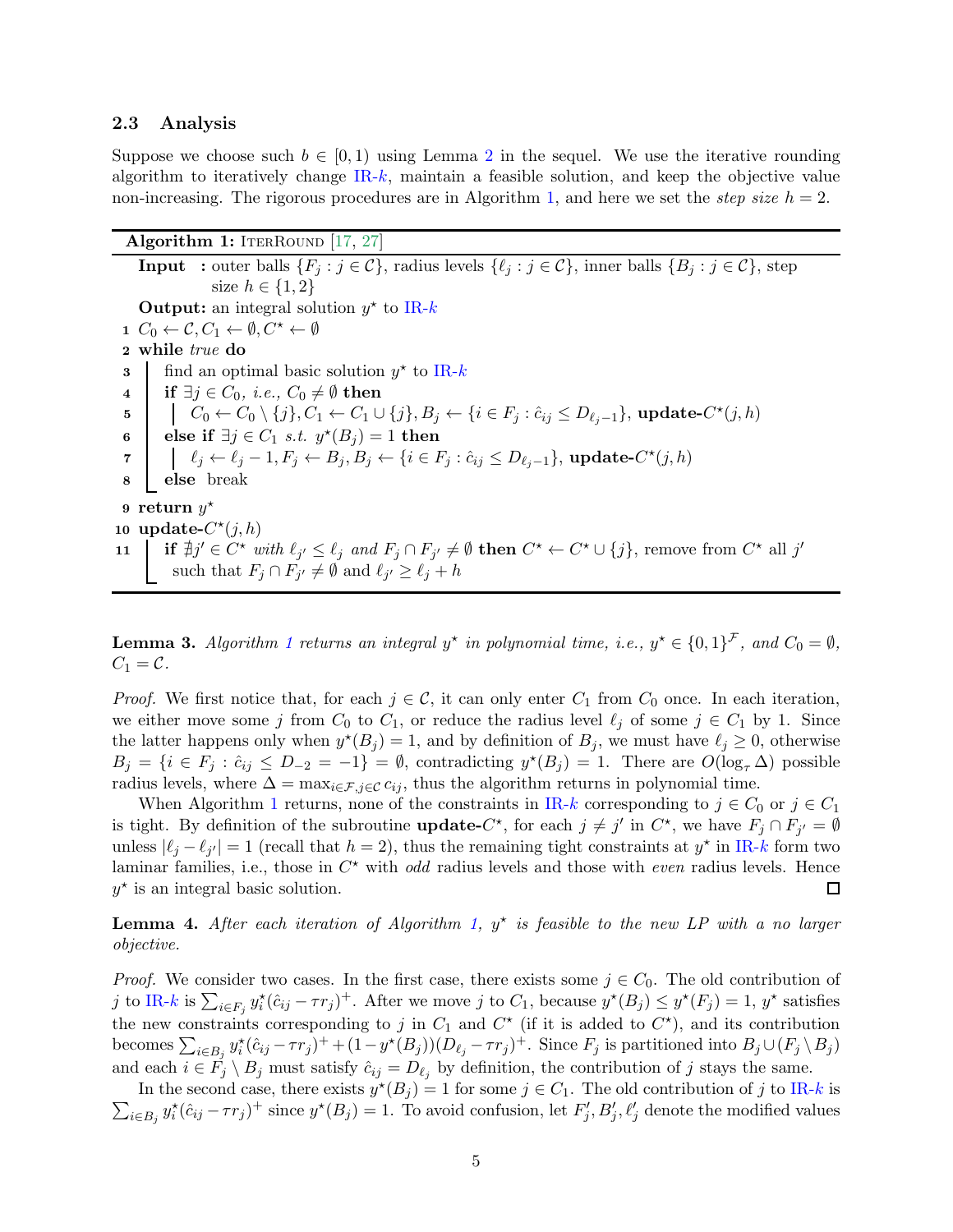### 2.3 Analysis

Suppose we choose such $b \in [0, 1)$ using Lemma 2 in the sequel. We use the iterative rounding algorithm to iteratively change IR-$k$, maintain a feasible solution, and keep the objective value non-increasing. The rigorous procedures are in Algorithm 1, and here we set the *step size* $h = 2$.

---

**Algorithm 1:** IterRound [17, 27]

---

**Input :** outer balls $\{F_j : j \in \mathcal{C}\}$, radius levels $\{\ell_j : j \in \mathcal{C}\}$, inner balls $\{B_j : j \in \mathcal{C}\}$, step size $h \in \{1, 2\}$

**Output:** an integral solution $y^\star$ to IR-$k$

```
1  C_0 ← C, C_1 ← ∅, C* ← ∅
2  while true do
3      find an optimal basic solution y* to IR-k
4      if ∃j ∈ C_0, i.e., C_0 ≠ ∅ then
5          C_0 ← C_0 \ {j}, C_1 ← C_1 ∪ {j}, B_j ← {i ∈ F_j : ĉ_ij ≤ D_{ℓ_j − 1}}, update-C*(j, h)
6      else if ∃j ∈ C_1 s.t. y*(B_j) = 1 then
7          ℓ_j ← ℓ_j − 1, F_j ← B_j, B_j ← {i ∈ F_j : ĉ_ij ≤ D_{ℓ_j − 1}}, update-C*(j, h)
8      else break
9  return y*
10 update-C*(j, h)
11     if ∄j' ∈ C* with ℓ_{j'} ≤ ℓ_j and F_j ∩ F_{j'} ≠ ∅ then C* ← C* ∪ {j}, remove from C* all j'
       such that F_j ∩ F_{j'} ≠ ∅ and ℓ_{j'} ≥ ℓ_j + h
```

---

**Lemma 3.** *Algorithm 1 returns an integral $y^\star$ in polynomial time, i.e., $y^\star \in \{0, 1\}^{\mathcal{F}}$, and $C_0 = \emptyset$, $C_1 = \mathcal{C}$.*

*Proof.* We first notice that, for each $j \in \mathcal{C}$, it can only enter $C_1$ from $C_0$ once. In each iteration, we either move some $j$ from $C_0$ to $C_1$, or reduce the radius level $\ell_j$ of some $j \in C_1$ by 1. Since the latter happens only when $y^\star(B_j) = 1$, and by definition of $B_j$, we must have $\ell_j \geq 0$, otherwise $B_j = \{i \in F_j : \hat{c}_{ij} \leq D_{-2} = -1\} = \emptyset$, contradicting $y^\star(B_j) = 1$. There are $O(\log_\tau \Delta)$ possible radius levels, where $\Delta = \max_{i \in \mathcal{F}, j \in \mathcal{C}} c_{ij}$, thus the algorithm returns in polynomial time.

When Algorithm 1 returns, none of the constraints in IR-$k$ corresponding to $j \in C_0$ or $j \in C_1$ is tight. By definition of the subroutine **update-$C^\star$**, for each $j \neq j'$ in $C^\star$, we have $F_j \cap F_{j'} = \emptyset$ unless $|\ell_j - \ell_{j'}| = 1$ (recall that $h = 2$), thus the remaining tight constraints at $y^\star$ in IR-$k$ form two laminar families, i.e., those in $C^\star$ with *odd* radius levels and those with *even* radius levels. Hence $y^\star$ is an integral basic solution. $\square$

**Lemma 4.** *After each iteration of Algorithm 1, $y^\star$ is feasible to the new LP with a no larger objective.*

*Proof.* We consider two cases. In the first case, there exists some $j \in C_0$. The old contribution of $j$ to IR-$k$ is $\sum_{i \in F_j} y^\star_i (\hat{c}_{ij} - \tau r_j)^+$. After we move $j$ to $C_1$, because $y^\star(B_j) \leq y^\star(F_j) = 1$, $y^\star$ satisfies the new constraints corresponding to $j$ in $C_1$ and $C^\star$ (if it is added to $C^\star$), and its contribution becomes $\sum_{i \in B_j} y^\star_i (\hat{c}_{ij} - \tau r_j)^+ + (1 - y^\star(B_j))(D_{\ell_j} - \tau r_j)^+$. Since $F_j$ is partitioned into $B_j \cup (F_j \setminus B_j)$ and each $i \in F_j \setminus B_j$ must satisfy $\hat{c}_{ij} = D_{\ell_j}$ by definition, the contribution of $j$ stays the same.

In the second case, there exists $y^\star(B_j) = 1$ for some $j \in C_1$. The old contribution of $j$ to IR-$k$ is $\sum_{i \in B_j} y^\star_i (\hat{c}_{ij} - \tau r_j)^+$ since $y^\star(B_j) = 1$. To avoid confusion, let $F'_j, B'_j, \ell'_j$ denote the modified values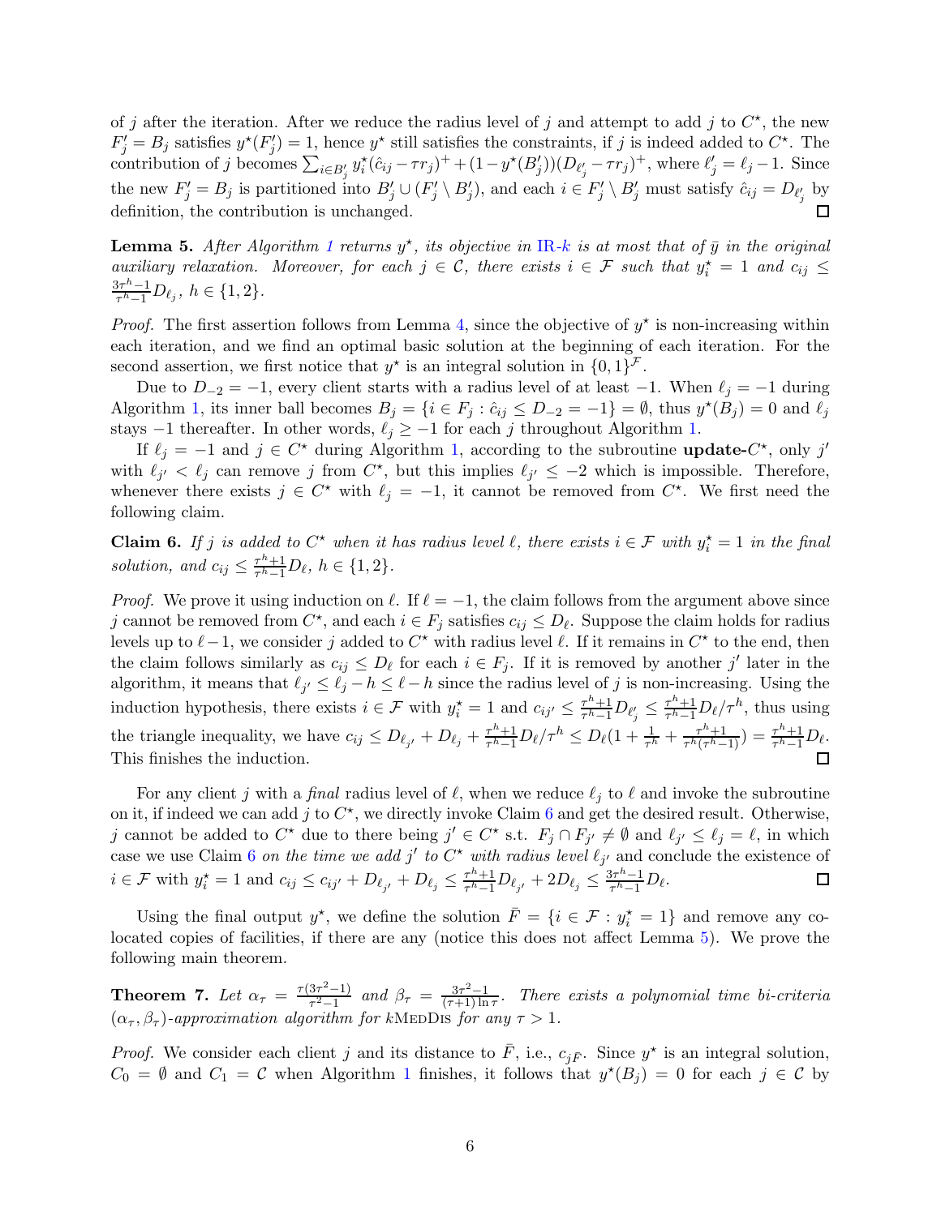of $j$ after the iteration. After we reduce the radius level of $j$ and attempt to add $j$ to $C^\star$, the new $F'_j = B_j$ satisfies $y^\star(F'_j) = 1$, hence $y^\star$ still satisfies the constraints, if $j$ is indeed added to $C^\star$. The contribution of $j$ becomes $\sum_{i \in B'_j} y^\star_i(\hat{c}_{ij} - \tau r_j)^+ + (1 - y^\star(B'_j))(D_{\ell'_j} - \tau r_j)^+$, where $\ell'_j = \ell_j - 1$. Since the new $F'_j = B_j$ is partitioned into $B'_j \cup (F'_j \setminus B'_j)$, and each $i \in F'_j \setminus B'_j$ must satisfy $\hat{c}_{ij} = D_{\ell'_j}$ by definition, the contribution is unchanged. □

**Lemma 5.** *After Algorithm 1 returns $y^\star$, its objective in IR-$k$ is at most that of $\bar{y}$ in the original auxiliary relaxation. Moreover, for each $j \in \mathcal{C}$, there exists $i \in \mathcal{F}$ such that $y^\star_i = 1$ and $c_{ij} \le \frac{3\tau^h - 1}{\tau^h - 1} D_{\ell_j}$, $h \in \{1, 2\}$.*

*Proof.* The first assertion follows from Lemma 4, since the objective of $y^\star$ is non-increasing within each iteration, and we find an optimal basic solution at the beginning of each iteration. For the second assertion, we first notice that $y^\star$ is an integral solution in $\{0, 1\}^{\mathcal{F}}$.

Due to $D_{-2} = -1$, every client starts with a radius level of at least $-1$. When $\ell_j = -1$ during Algorithm 1, its inner ball becomes $B_j = \{i \in F_j : \hat{c}_{ij} \le D_{-2} = -1\} = \emptyset$, thus $y^\star(B_j) = 0$ and $\ell_j$ stays $-1$ thereafter. In other words, $\ell_j \ge -1$ for each $j$ throughout Algorithm 1.

If $\ell_j = -1$ and $j \in C^\star$ during Algorithm 1, according to the subroutine **update-**$C^\star$, only $j'$ with $\ell_{j'} < \ell_j$ can remove $j$ from $C^\star$, but this implies $\ell_{j'} \le -2$ which is impossible. Therefore, whenever there exists $j \in C^\star$ with $\ell_j = -1$, it cannot be removed from $C^\star$. We first need the following claim.

**Claim 6.** *If $j$ is added to $C^\star$ when it has radius level $\ell$, there exists $i \in \mathcal{F}$ with $y^\star_i = 1$ in the final solution, and $c_{ij} \le \frac{\tau^h + 1}{\tau^h - 1} D_\ell$, $h \in \{1, 2\}$.*

*Proof.* We prove it using induction on $\ell$. If $\ell = -1$, the claim follows from the argument above since $j$ cannot be removed from $C^\star$, and each $i \in F_j$ satisfies $c_{ij} \le D_\ell$. Suppose the claim holds for radius levels up to $\ell - 1$, we consider $j$ added to $C^\star$ with radius level $\ell$. If it remains in $C^\star$ to the end, then the claim follows similarly as $c_{ij} \le D_\ell$ for each $i \in F_j$. If it is removed by another $j'$ later in the algorithm, it means that $\ell_{j'} \le \ell_j - h \le \ell - h$ since the radius level of $j$ is non-increasing. Using the induction hypothesis, there exists $i \in \mathcal{F}$ with $y^\star_i = 1$ and $c_{ij'} \le \frac{\tau^h + 1}{\tau^h - 1} D_{\ell'_j} \le \frac{\tau^h + 1}{\tau^h - 1} D_\ell / \tau^h$, thus using the triangle inequality, we have $c_{ij} \le D_{\ell_{j'}} + D_{\ell_j} + \frac{\tau^h + 1}{\tau^h - 1} D_\ell / \tau^h \le D_\ell \left(1 + \frac{1}{\tau^h} + \frac{\tau^h + 1}{\tau^h(\tau^h - 1)}\right) = \frac{\tau^h + 1}{\tau^h - 1} D_\ell$. This finishes the induction. □

For any client $j$ with a *final* radius level of $\ell$, when we reduce $\ell_j$ to $\ell$ and invoke the subroutine on it, if indeed we can add $j$ to $C^\star$, we directly invoke Claim 6 and get the desired result. Otherwise, $j$ cannot be added to $C^\star$ due to there being $j' \in C^\star$ s.t. $F_j \cap F_{j'} \ne \emptyset$ and $\ell_{j'} \le \ell_j = \ell$, in which case we use Claim 6 *on the time we add $j'$ to $C^\star$ with radius level $\ell_{j'}$* and conclude the existence of $i \in \mathcal{F}$ with $y^\star_i = 1$ and $c_{ij} \le c_{ij'} + D_{\ell_{j'}} + D_{\ell_j} \le \frac{\tau^h + 1}{\tau^h - 1} D_{\ell_{j'}} + 2 D_{\ell_j} \le \frac{3\tau^h - 1}{\tau^h - 1} D_\ell$. □

Using the final output $y^\star$, we define the solution $\bar{F} = \{i \in \mathcal{F} : y^\star_i = 1\}$ and remove any co-located copies of facilities, if there are any (notice this does not affect Lemma 5). We prove the following main theorem.

**Theorem 7.** *Let $\alpha_\tau = \frac{\tau(3\tau^2 - 1)}{\tau^2 - 1}$ and $\beta_\tau = \frac{3\tau^2 - 1}{(\tau + 1)\ln \tau}$. There exists a polynomial time bi-criteria $(\alpha_\tau, \beta_\tau)$-approximation algorithm for* $k$MedDis *for any $\tau > 1$.*

*Proof.* We consider each client $j$ and its distance to $\bar{F}$, i.e., $c_{j\bar{F}}$. Since $y^\star$ is an integral solution, $C_0 = \emptyset$ and $C_1 = \mathcal{C}$ when Algorithm 1 finishes, it follows that $y^\star(B_j) = 0$ for each $j \in \mathcal{C}$ by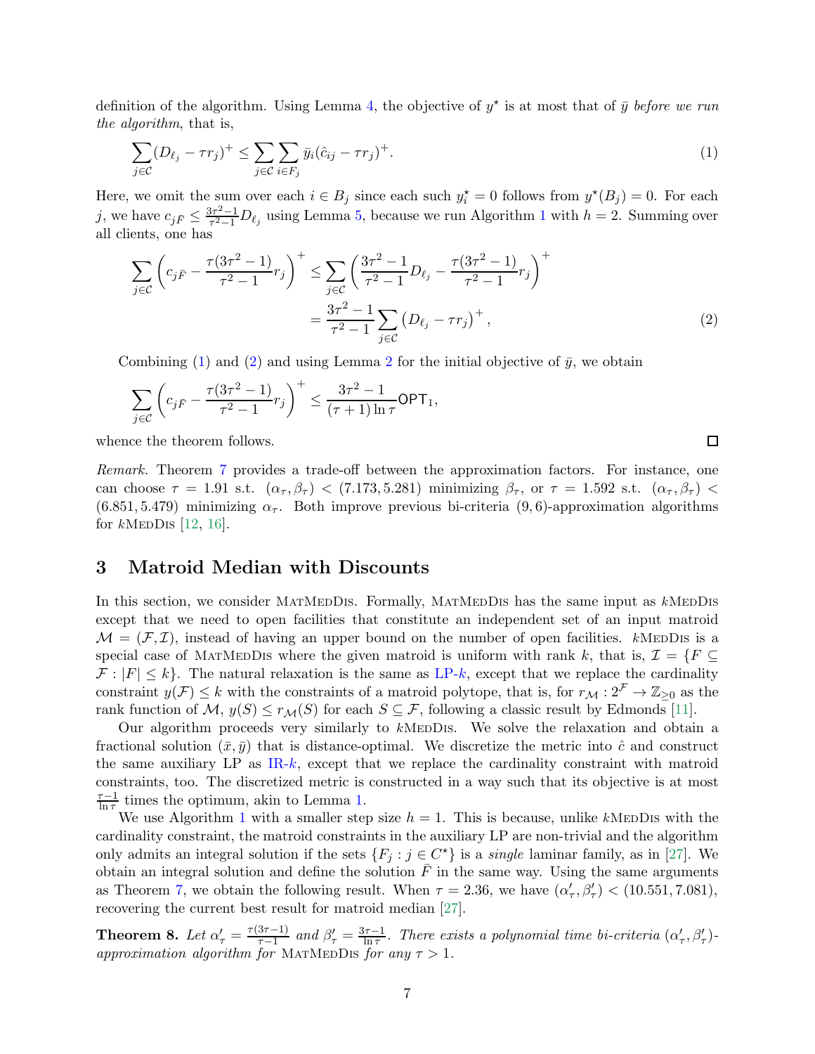definition of the algorithm. Using Lemma 4, the objective of $y^\star$ is at most that of $\bar{y}$ *before we run the algorithm*, that is,

$$\sum_{j\in\mathcal{C}} (D_{\ell_j} - \tau r_j)^+ \le \sum_{j\in\mathcal{C}} \sum_{i\in F_j} \bar{y}_i(\hat{c}_{ij} - \tau r_j)^+. \tag{1}$$

Here, we omit the sum over each $i \in B_j$ since each such $y^\star_i = 0$ follows from $y^\star(B_j) = 0$. For each $j$, we have $c_{j\bar{F}} \le \frac{3\tau^2-1}{\tau^2-1} D_{\ell_j}$ using Lemma 5, because we run Algorithm 1 with $h = 2$. Summing over all clients, one has

$$\begin{aligned}
\sum_{j\in\mathcal{C}} \left( c_{j\bar{F}} - \frac{\tau(3\tau^2-1)}{\tau^2-1} r_j \right)^+ &\le \sum_{j\in\mathcal{C}} \left( \frac{3\tau^2-1}{\tau^2-1} D_{\ell_j} - \frac{\tau(3\tau^2-1)}{\tau^2-1} r_j \right)^+ \\
&= \frac{3\tau^2-1}{\tau^2-1} \sum_{j\in\mathcal{C}} \left(D_{\ell_j} - \tau r_j\right)^+,
\end{aligned} \tag{2}$$

Combining (1) and (2) and using Lemma 2 for the initial objective of $\bar{y}$, we obtain

$$\sum_{j\in\mathcal{C}} \left( c_{j\bar{F}} - \frac{\tau(3\tau^2-1)}{\tau^2-1} r_j \right)^+ \le \frac{3\tau^2-1}{(\tau+1)\ln\tau} \mathsf{OPT}_1,$$

whence the theorem follows. □

*Remark.* Theorem 7 provides a trade-off between the approximation factors. For instance, one can choose $\tau = 1.91$ s.t. $(\alpha_\tau, \beta_\tau) < (7.173, 5.281)$ minimizing $\beta_\tau$, or $\tau = 1.592$ s.t. $(\alpha_\tau, \beta_\tau) < (6.851, 5.479)$ minimizing $\alpha_\tau$. Both improve previous bi-criteria $(9, 6)$-approximation algorithms for $k$MedDis [12, 16].

## 3 Matroid Median with Discounts

In this section, we consider MatMedDis. Formally, MatMedDis has the same input as $k$MedDis except that we need to open facilities that constitute an independent set of an input matroid $\mathcal{M} = (\mathcal{F}, \mathcal{I})$, instead of having an upper bound on the number of open facilities. $k$MedDis is a special case of MatMedDis where the given matroid is uniform with rank $k$, that is, $\mathcal{I} = \{F \subseteq \mathcal{F} : |F| \le k\}$. The natural relaxation is the same as LP-$k$, except that we replace the cardinality constraint $y(\mathcal{F}) \le k$ with the constraints of a matroid polytope, that is, for $r_{\mathcal{M}} : 2^{\mathcal{F}} \to \mathbb{Z}_{\ge 0}$ as the rank function of $\mathcal{M}$, $y(S) \le r_{\mathcal{M}}(S)$ for each $S \subseteq \mathcal{F}$, following a classic result by Edmonds [11].

Our algorithm proceeds very similarly to $k$MedDis. We solve the relaxation and obtain a fractional solution $(\bar{x}, \bar{y})$ that is distance-optimal. We discretize the metric into $\hat{c}$ and construct the same auxiliary LP as IR-$k$, except that we replace the cardinality constraint with matroid constraints, too. The discretized metric is constructed in a way such that its objective is at most $\frac{\tau-1}{\ln\tau}$ times the optimum, akin to Lemma 1.

We use Algorithm 1 with a smaller step size $h = 1$. This is because, unlike $k$MedDis with the cardinality constraint, the matroid constraints in the auxiliary LP are non-trivial and the algorithm only admits an integral solution if the sets $\{F_j : j \in C^\star\}$ is a *single* laminar family, as in [27]. We obtain an integral solution and define the solution $\bar{F}$ in the same way. Using the same arguments as Theorem 7, we obtain the following result. When $\tau = 2.36$, we have $(\alpha'_\tau, \beta'_\tau) < (10.551, 7.081)$, recovering the current best result for matroid median [27].

**Theorem 8.** *Let $\alpha'_\tau = \frac{\tau(3\tau-1)}{\tau-1}$ and $\beta'_\tau = \frac{3\tau-1}{\ln\tau}$. There exists a polynomial time bi-criteria $(\alpha'_\tau, \beta'_\tau)$-approximation algorithm for* MatMedDis *for any $\tau > 1$.*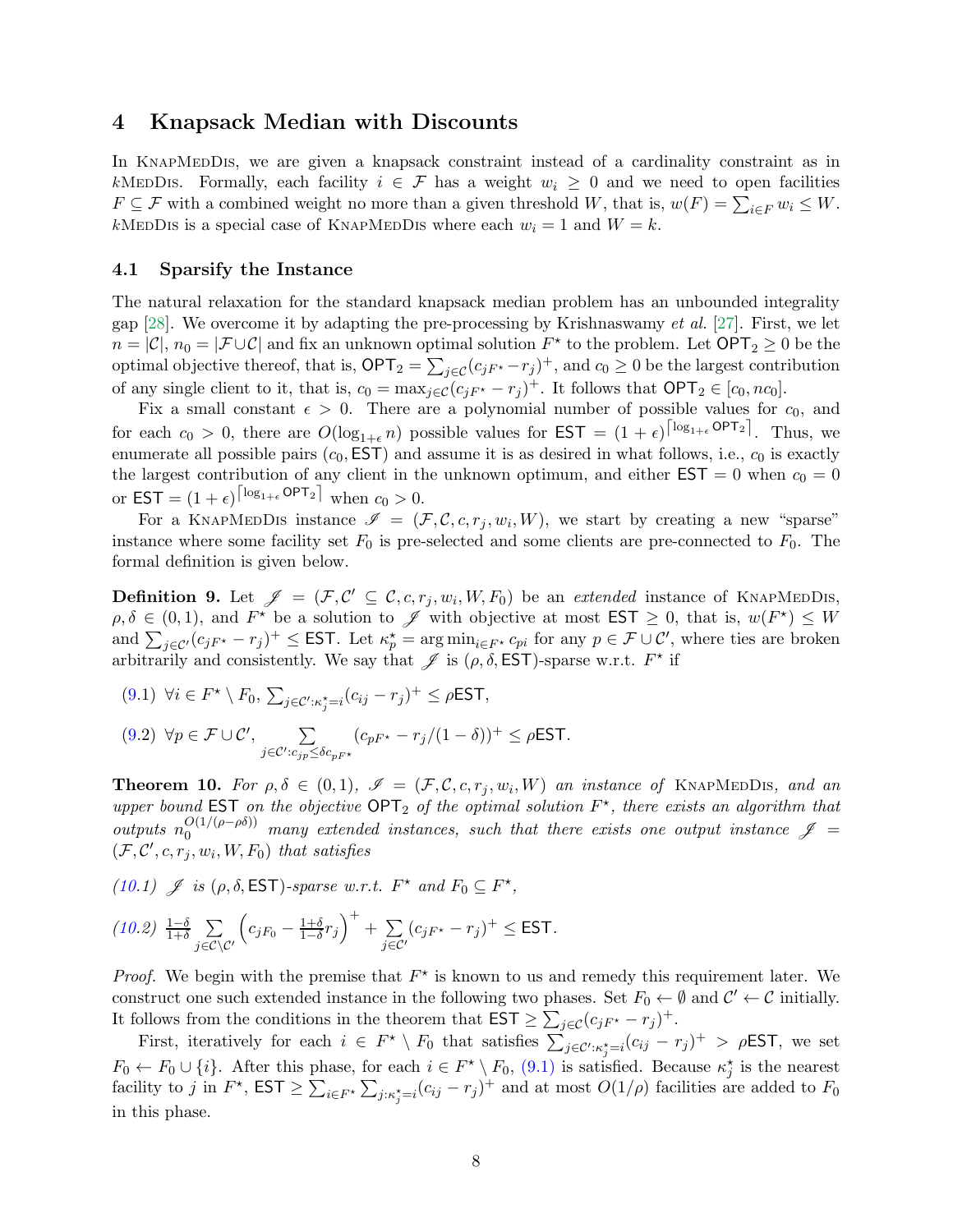## 4 Knapsack Median with Discounts

In KnapMedDis, we are given a knapsack constraint instead of a cardinality constraint as in $k$MedDis. Formally, each facility $i \in \mathcal{F}$ has a weight $w_i \geq 0$ and we need to open facilities $F \subseteq \mathcal{F}$ with a combined weight no more than a given threshold $W$, that is, $w(F) = \sum_{i \in F} w_i \leq W$. $k$MedDis is a special case of KnapMedDis where each $w_i = 1$ and $W = k$.

### 4.1 Sparsify the Instance

The natural relaxation for the standard knapsack median problem has an unbounded integrality gap [28]. We overcome it by adapting the pre-processing by Krishnaswamy *et al.* [27]. First, we let $n = |\mathcal{C}|$, $n_0 = |\mathcal{F} \cup \mathcal{C}|$ and fix an unknown optimal solution $F^\star$ to the problem. Let $\mathsf{OPT}_2 \geq 0$ be the optimal objective thereof, that is, $\mathsf{OPT}_2 = \sum_{j \in \mathcal{C}} (c_{jF^\star} - r_j)^+$, and $c_0 \geq 0$ be the largest contribution of any single client to it, that is, $c_0 = \max_{j \in \mathcal{C}} (c_{jF^\star} - r_j)^+$. It follows that $\mathsf{OPT}_2 \in [c_0, nc_0]$.

Fix a small constant $\epsilon > 0$. There are a polynomial number of possible values for $c_0$, and for each $c_0 > 0$, there are $O(\log_{1+\epsilon} n)$ possible values for $\mathsf{EST} = (1+\epsilon)^{\lceil \log_{1+\epsilon} \mathsf{OPT}_2 \rceil}$. Thus, we enumerate all possible pairs $(c_0, \mathsf{EST})$ and assume it is as desired in what follows, i.e., $c_0$ is exactly the largest contribution of any client in the unknown optimum, and either $\mathsf{EST} = 0$ when $c_0 = 0$ or $\mathsf{EST} = (1+\epsilon)^{\lceil \log_{1+\epsilon} \mathsf{OPT}_2 \rceil}$ when $c_0 > 0$.

For a KnapMedDis instance $\mathscr{I} = (\mathcal{F}, \mathcal{C}, c, r_j, w_i, W)$, we start by creating a new "sparse" instance where some facility set $F_0$ is pre-selected and some clients are pre-connected to $F_0$. The formal definition is given below.

**Definition 9.** Let $\mathscr{J} = (\mathcal{F}, \mathcal{C}' \subseteq \mathcal{C}, c, r_j, w_i, W, F_0)$ be an *extended* instance of KnapMedDis, $\rho, \delta \in (0,1)$, and $F^\star$ be a solution to $\mathscr{J}$ with objective at most $\mathsf{EST} \geq 0$, that is, $w(F^\star) \leq W$ and $\sum_{j \in \mathcal{C}'} (c_{jF^\star} - r_j)^+ \leq \mathsf{EST}$. Let $\kappa_p^\star = \arg\min_{i \in F^\star} c_{pi}$ for any $p \in \mathcal{F} \cup \mathcal{C}'$, where ties are broken arbitrarily and consistently. We say that $\mathscr{J}$ is $(\rho, \delta, \mathsf{EST})$-sparse w.r.t. $F^\star$ if

(9.1) $\forall i \in F^\star \setminus F_0$, $\sum_{j \in \mathcal{C}' : \kappa_j^\star = i} (c_{ij} - r_j)^+ \leq \rho \mathsf{EST}$,

(9.2) $\forall p \in \mathcal{F} \cup \mathcal{C}'$, $\displaystyle\sum_{j \in \mathcal{C}' : c_{jp} \leq \delta c_{pF^\star}} (c_{pF^\star} - r_j/(1-\delta))^+ \leq \rho \mathsf{EST}$.

**Theorem 10.** *For $\rho, \delta \in (0,1)$, $\mathscr{I} = (\mathcal{F}, \mathcal{C}, c, r_j, w_i, W)$ an instance of* KnapMedDis*, and an upper bound* $\mathsf{EST}$ *on the objective* $\mathsf{OPT}_2$ *of the optimal solution* $F^\star$*, there exists an algorithm that outputs $n_0^{O(1/(\rho - \rho\delta))}$ many extended instances, such that there exists one output instance $\mathscr{J} = (\mathcal{F}, \mathcal{C}', c, r_j, w_i, W, F_0)$ that satisfies*

*(10.1) $\mathscr{J}$ is $(\rho, \delta, \mathsf{EST})$-sparse w.r.t. $F^\star$ and $F_0 \subseteq F^\star$,*

*(10.2)* $\displaystyle\frac{1-\delta}{1+\delta} \sum_{j \in \mathcal{C} \setminus \mathcal{C}'} \left( c_{jF_0} - \frac{1+\delta}{1-\delta} r_j \right)^+ + \sum_{j \in \mathcal{C}'} (c_{jF^\star} - r_j)^+ \leq \mathsf{EST}.$

*Proof.* We begin with the premise that $F^\star$ is known to us and remedy this requirement later. We construct one such extended instance in the following two phases. Set $F_0 \leftarrow \emptyset$ and $\mathcal{C}' \leftarrow \mathcal{C}$ initially. It follows from the conditions in the theorem that $\mathsf{EST} \geq \sum_{j \in \mathcal{C}} (c_{jF^\star} - r_j)^+$.

First, iteratively for each $i \in F^\star \setminus F_0$ that satisfies $\sum_{j \in \mathcal{C}' : \kappa_j^\star = i} (c_{ij} - r_j)^+ > \rho \mathsf{EST}$, we set $F_0 \leftarrow F_0 \cup \{i\}$. After this phase, for each $i \in F^\star \setminus F_0$, (9.1) is satisfied. Because $\kappa_j^\star$ is the nearest facility to $j$ in $F^\star$, $\mathsf{EST} \geq \sum_{i \in F^\star} \sum_{j : \kappa_j^\star = i} (c_{ij} - r_j)^+$ and at most $O(1/\rho)$ facilities are added to $F_0$ in this phase.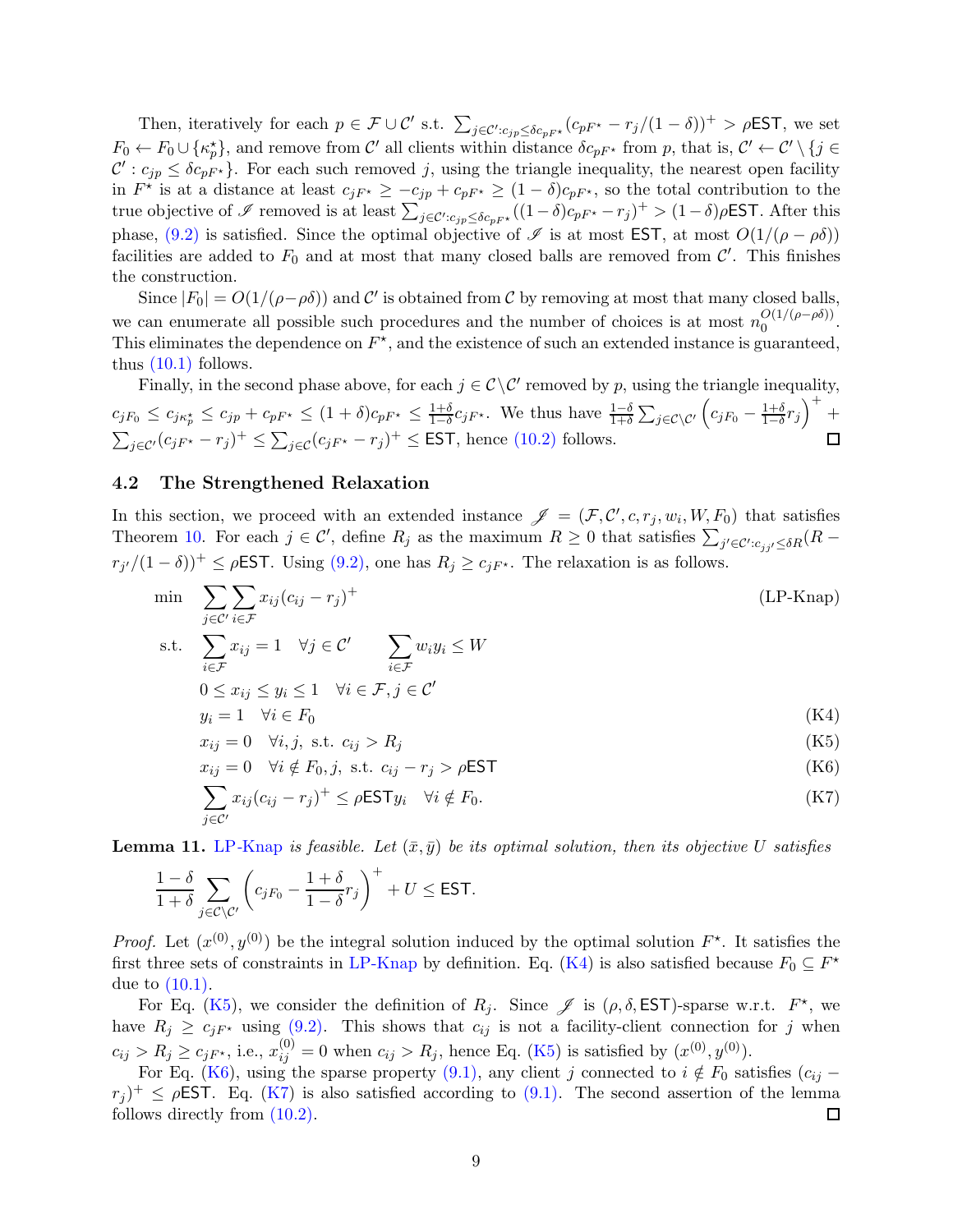Then, iteratively for each $p \in \mathcal{F} \cup \mathcal{C}'$ s.t. $\sum_{j \in \mathcal{C}': c_{jp} \le \delta c_{pF^\star}} (c_{pF^\star} - r_j/(1-\delta))^+ > \rho \mathsf{EST}$, we set $F_0 \leftarrow F_0 \cup \{\kappa_p^\star\}$, and remove from $\mathcal{C}'$ all clients within distance $\delta c_{pF^\star}$ from $p$, that is, $\mathcal{C}' \leftarrow \mathcal{C}' \setminus \{j \in \mathcal{C}' : c_{jp} \le \delta c_{pF^\star}\}$. For each such removed $j$, using the triangle inequality, the nearest open facility in $F^\star$ is at a distance at least $c_{jF^\star} \ge -c_{jp} + c_{pF^\star} \ge (1-\delta) c_{pF^\star}$, so the total contribution to the true objective of $\mathscr{I}$ removed is at least $\sum_{j \in \mathcal{C}': c_{jp} \le \delta c_{pF^\star}} ((1-\delta)c_{pF^\star} - r_j)^+ > (1-\delta)\rho \mathsf{EST}$. After this phase, (9.2) is satisfied. Since the optimal objective of $\mathscr{I}$ is at most $\mathsf{EST}$, at most $O(1/(\rho - \rho\delta))$ facilities are added to $F_0$ and at most that many closed balls are removed from $\mathcal{C}'$. This finishes the construction.

Since $|F_0| = O(1/(\rho - \rho\delta))$ and $\mathcal{C}'$ is obtained from $\mathcal{C}$ by removing at most that many closed balls, we can enumerate all possible such procedures and the number of choices is at most $n_0^{O(1/(\rho-\rho\delta))}$. This eliminates the dependence on $F^\star$, and the existence of such an extended instance is guaranteed, thus (10.1) follows.

Finally, in the second phase above, for each $j \in \mathcal{C} \setminus \mathcal{C}'$ removed by $p$, using the triangle inequality, $c_{jF_0} \le c_{j\kappa_p^\star} \le c_{jp} + c_{pF^\star} \le (1+\delta) c_{pF^\star} \le \frac{1+\delta}{1-\delta} c_{jF^\star}$. We thus have $\frac{1-\delta}{1+\delta} \sum_{j \in \mathcal{C} \setminus \mathcal{C}'} \left( c_{jF_0} - \frac{1+\delta}{1-\delta} r_j \right)^+ + \sum_{j \in \mathcal{C}'} (c_{jF^\star} - r_j)^+ \le \sum_{j \in \mathcal{C}} (c_{jF^\star} - r_j)^+ \le \mathsf{EST}$, hence (10.2) follows. $\square$

## 4.2 The Strengthened Relaxation

In this section, we proceed with an extended instance $\mathscr{J} = (\mathcal{F}, \mathcal{C}', c, r_j, w_i, W, F_0)$ that satisfies Theorem 10. For each $j \in \mathcal{C}'$, define $R_j$ as the maximum $R \ge 0$ that satisfies $\sum_{j' \in \mathcal{C}': c_{jj'} \le \delta R} (R - r_{j'}/(1-\delta))^+ \le \rho \mathsf{EST}$. Using (9.2), one has $R_j \ge c_{jF^\star}$. The relaxation is as follows.

$$
\begin{aligned}
\min \quad & \sum_{j \in \mathcal{C}'} \sum_{i \in \mathcal{F}} x_{ij} (c_{ij} - r_j)^+ && \text{(LP-Knap)} \\
\text{s.t.} \quad & \sum_{i \in \mathcal{F}} x_{ij} = 1 \quad \forall j \in \mathcal{C}' \qquad \sum_{i \in \mathcal{F}} w_i y_i \le W \\
& 0 \le x_{ij} \le y_i \le 1 \quad \forall i \in \mathcal{F}, j \in \mathcal{C}' \\
& y_i = 1 \quad \forall i \in F_0 && \text{(K4)} \\
& x_{ij} = 0 \quad \forall i, j, \text{ s.t. } c_{ij} > R_j && \text{(K5)} \\
& x_{ij} = 0 \quad \forall i \notin F_0, j, \text{ s.t. } c_{ij} - r_j > \rho \mathsf{EST} && \text{(K6)} \\
& \sum_{j \in \mathcal{C}'} x_{ij} (c_{ij} - r_j)^+ \le \rho \mathsf{EST} y_i \quad \forall i \notin F_0. && \text{(K7)}
\end{aligned}
$$

**Lemma 11.** *LP-Knap is feasible. Let $(\bar{x}, \bar{y})$ be its optimal solution, then its objective $U$ satisfies*

$$
\frac{1-\delta}{1+\delta} \sum_{j \in \mathcal{C} \setminus \mathcal{C}'} \left( c_{jF_0} - \frac{1+\delta}{1-\delta} r_j \right)^+ + U \le \mathsf{EST}.
$$

*Proof.* Let $(x^{(0)}, y^{(0)})$ be the integral solution induced by the optimal solution $F^\star$. It satisfies the first three sets of constraints in LP-Knap by definition. Eq. (K4) is also satisfied because $F_0 \subseteq F^\star$ due to (10.1).

For Eq. (K5), we consider the definition of $R_j$. Since $\mathscr{J}$ is $(\rho, \delta, \mathsf{EST})$-sparse w.r.t. $F^\star$, we have $R_j \ge c_{jF^\star}$ using (9.2). This shows that $c_{ij}$ is not a facility-client connection for $j$ when $c_{ij} > R_j \ge c_{jF^\star}$, i.e., $x_{ij}^{(0)} = 0$ when $c_{ij} > R_j$, hence Eq. (K5) is satisfied by $(x^{(0)}, y^{(0)})$.

For Eq. (K6), using the sparse property (9.1), any client $j$ connected to $i \notin F_0$ satisfies $(c_{ij} - r_j)^+ \le \rho \mathsf{EST}$. Eq. (K7) is also satisfied according to (9.1). The second assertion of the lemma follows directly from (10.2). $\square$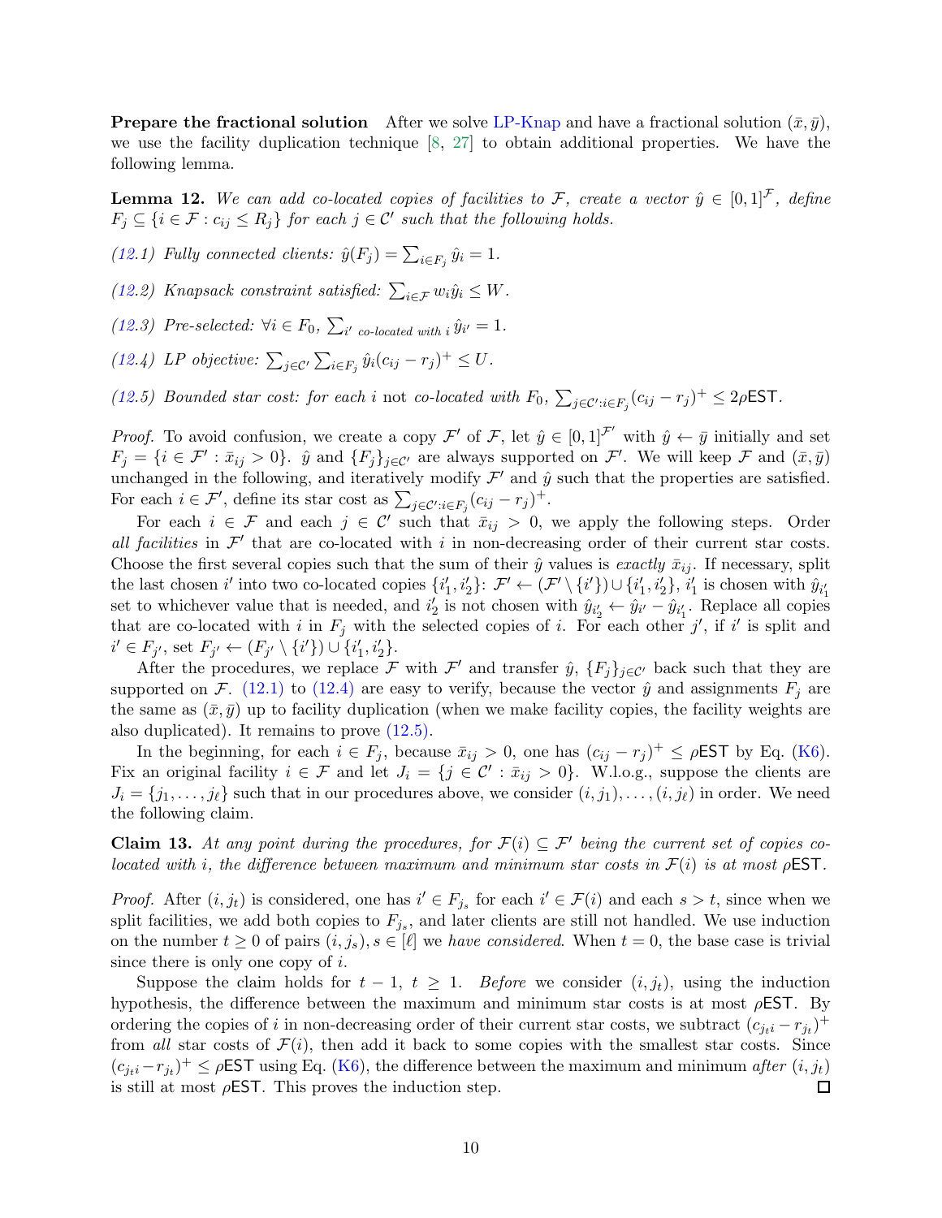**Prepare the fractional solution** After we solve LP-Knap and have a fractional solution $(\bar{x}, \bar{y})$, we use the facility duplication technique [8, 27] to obtain additional properties. We have the following lemma.

**Lemma 12.** *We can add co-located copies of facilities to $\mathcal{F}$, create a vector $\hat{y} \in [0,1]^{\mathcal{F}}$, define $F_j \subseteq \{i \in \mathcal{F} : c_{ij} \le R_j\}$ for each $j \in \mathcal{C}'$ such that the following holds.*

*(12.1) Fully connected clients: $\hat{y}(F_j) = \sum_{i \in F_j} \hat{y}_i = 1$.*

*(12.2) Knapsack constraint satisfied: $\sum_{i \in \mathcal{F}} w_i \hat{y}_i \le W$.*

*(12.3) Pre-selected: $\forall i \in F_0$, $\sum_{i' \text{ co-located with } i} \hat{y}_{i'} = 1$.*

*(12.4) LP objective: $\sum_{j \in \mathcal{C}'} \sum_{i \in F_j} \hat{y}_i (c_{ij} - r_j)^+ \le U$.*

*(12.5) Bounded star cost: for each $i$ not co-located with $F_0$, $\sum_{j \in \mathcal{C}' : i \in F_j} (c_{ij} - r_j)^+ \le 2\rho\mathsf{EST}$.*

*Proof.* To avoid confusion, we create a copy $\mathcal{F}'$ of $\mathcal{F}$, let $\hat{y} \in [0,1]^{\mathcal{F}'}$ with $\hat{y} \leftarrow \bar{y}$ initially and set $F_j = \{i \in \mathcal{F}' : \bar{x}_{ij} > 0\}$. $\hat{y}$ and $\{F_j\}_{j \in \mathcal{C}'}$ are always supported on $\mathcal{F}'$. We will keep $\mathcal{F}$ and $(\bar{x}, \bar{y})$ unchanged in the following, and iteratively modify $\mathcal{F}'$ and $\hat{y}$ such that the properties are satisfied. For each $i \in \mathcal{F}'$, define its star cost as $\sum_{j \in \mathcal{C}' : i \in F_j} (c_{ij} - r_j)^+$.

For each $i \in \mathcal{F}$ and each $j \in \mathcal{C}'$ such that $\bar{x}_{ij} > 0$, we apply the following steps. Order *all facilities* in $\mathcal{F}'$ that are co-located with $i$ in non-decreasing order of their current star costs. Choose the first several copies such that the sum of their $\hat{y}$ values is *exactly* $\bar{x}_{ij}$. If necessary, split the last chosen $i'$ into two co-located copies $\{i'_1, i'_2\}$: $\mathcal{F}' \leftarrow (\mathcal{F}' \setminus \{i'\}) \cup \{i'_1, i'_2\}$, $i'_1$ is chosen with $\hat{y}_{i'_1}$ set to whichever value that is needed, and $i'_2$ is not chosen with $\hat{y}_{i'_2} \leftarrow \hat{y}_{i'} - \hat{y}_{i'_1}$. Replace all copies that are co-located with $i$ in $F_j$ with the selected copies of $i$. For each other $j'$, if $i'$ is split and $i' \in F_{j'}$, set $F_{j'} \leftarrow (F_{j'} \setminus \{i'\}) \cup \{i'_1, i'_2\}$.

After the procedures, we replace $\mathcal{F}$ with $\mathcal{F}'$ and transfer $\hat{y}$, $\{F_j\}_{j \in \mathcal{C}'}$ back such that they are supported on $\mathcal{F}$. (12.1) to (12.4) are easy to verify, because the vector $\hat{y}$ and assignments $F_j$ are the same as $(\bar{x}, \bar{y})$ up to facility duplication (when we make facility copies, the facility weights are also duplicated). It remains to prove (12.5).

In the beginning, for each $i \in F_j$, because $\bar{x}_{ij} > 0$, one has $(c_{ij} - r_j)^+ \le \rho\mathsf{EST}$ by Eq. (K6). Fix an original facility $i \in \mathcal{F}$ and let $J_i = \{j \in \mathcal{C}' : \bar{x}_{ij} > 0\}$. W.l.o.g., suppose the clients are $J_i = \{j_1, \ldots, j_\ell\}$ such that in our procedures above, we consider $(i, j_1), \ldots, (i, j_\ell)$ in order. We need the following claim.

**Claim 13.** *At any point during the procedures, for $\mathcal{F}(i) \subseteq \mathcal{F}'$ being the current set of copies co-located with $i$, the difference between maximum and minimum star costs in $\mathcal{F}(i)$ is at most $\rho\mathsf{EST}$.*

*Proof.* After $(i, j_t)$ is considered, one has $i' \in F_{j_s}$ for each $i' \in \mathcal{F}(i)$ and each $s > t$, since when we split facilities, we add both copies to $F_{j_s}$, and later clients are still not handled. We use induction on the number $t \ge 0$ of pairs $(i, j_s), s \in [\ell]$ we *have considered*. When $t = 0$, the base case is trivial since there is only one copy of $i$.

Suppose the claim holds for $t - 1$, $t \ge 1$. *Before* we consider $(i, j_t)$, using the induction hypothesis, the difference between the maximum and minimum star costs is at most $\rho\mathsf{EST}$. By ordering the copies of $i$ in non-decreasing order of their current star costs, we subtract $(c_{j_t i} - r_{j_t})^+$ from *all* star costs of $\mathcal{F}(i)$, then add it back to some copies with the smallest star costs. Since $(c_{j_t i} - r_{j_t})^+ \le \rho\mathsf{EST}$ using Eq. (K6), the difference between the maximum and minimum *after* $(i, j_t)$ is still at most $\rho\mathsf{EST}$. This proves the induction step. $\square$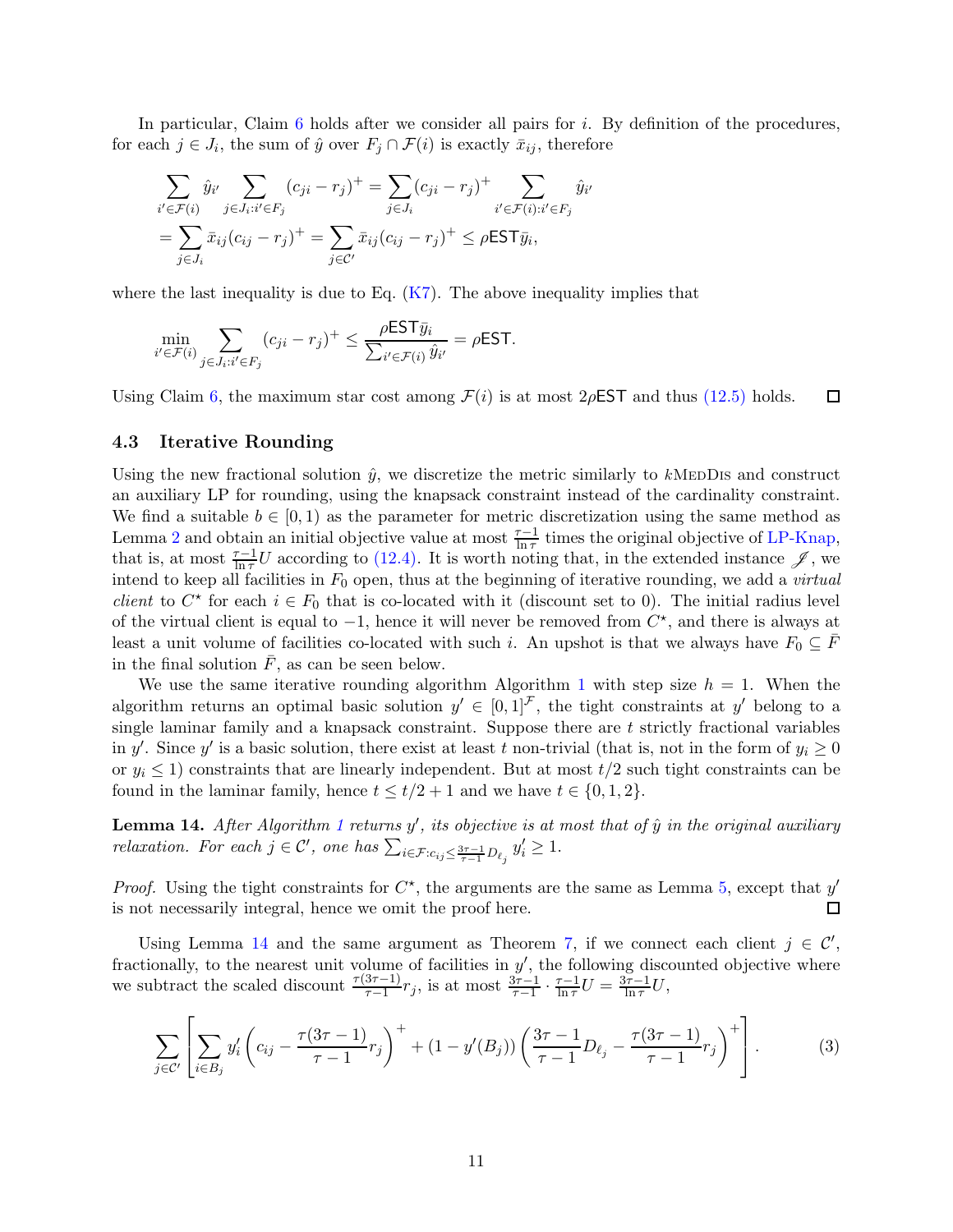In particular, Claim 6 holds after we consider all pairs for $i$. By definition of the procedures, for each $j \in J_i$, the sum of $\hat{y}$ over $F_j \cap \mathcal{F}(i)$ is exactly $\bar{x}_{ij}$, therefore

$$
\begin{aligned}
&\sum_{i' \in \mathcal{F}(i)} \hat{y}_{i'} \sum_{j \in J_i : i' \in F_j} (c_{ji} - r_j)^+ = \sum_{j \in J_i} (c_{ji} - r_j)^+ \sum_{i' \in \mathcal{F}(i) : i' \in F_j} \hat{y}_{i'} \\
&= \sum_{j \in J_i} \bar{x}_{ij} (c_{ji} - r_j)^+ = \sum_{j \in \mathcal{C}'} \bar{x}_{ij} (c_{ij} - r_j)^+ \leq \rho \mathsf{EST} \bar{y}_i,
\end{aligned}
$$

where the last inequality is due to Eq. (K7). The above inequality implies that

$$
\min_{i' \in \mathcal{F}(i)} \sum_{j \in J_i : i' \in F_j} (c_{ji} - r_j)^+ \leq \frac{\rho \mathsf{EST} \bar{y}_i}{\sum_{i' \in \mathcal{F}(i)} \hat{y}_{i'}} = \rho \mathsf{EST}.
$$

Using Claim 6, the maximum star cost among $\mathcal{F}(i)$ is at most $2\rho\mathsf{EST}$ and thus (12.5) holds. ☐

### 4.3 Iterative Rounding

Using the new fractional solution $\hat{y}$, we discretize the metric similarly to $k$MedDis and construct an auxiliary LP for rounding, using the knapsack constraint instead of the cardinality constraint. We find a suitable $b \in [0, 1)$ as the parameter for metric discretization using the same method as Lemma 2 and obtain an initial objective value at most $\frac{\tau - 1}{\ln \tau}$ times the original objective of LP-Knap, that is, at most $\frac{\tau-1}{\ln \tau} U$ according to (12.4). It is worth noting that, in the extended instance $\mathscr{J}$, we intend to keep all facilities in $F_0$ open, thus at the beginning of iterative rounding, we add a *virtual client* to $C^\star$ for each $i \in F_0$ that is co-located with it (discount set to 0). The initial radius level of the virtual client is equal to $-1$, hence it will never be removed from $C^\star$, and there is always at least a unit volume of facilities co-located with such $i$. An upshot is that we always have $F_0 \subseteq \bar{F}$ in the final solution $\bar{F}$, as can be seen below.

We use the same iterative rounding algorithm Algorithm 1 with step size $h = 1$. When the algorithm returns an optimal basic solution $y' \in [0, 1]^{\mathcal{F}}$, the tight constraints at $y'$ belong to a single laminar family and a knapsack constraint. Suppose there are $t$ strictly fractional variables in $y'$. Since $y'$ is a basic solution, there exist at least $t$ non-trivial (that is, not in the form of $y_i \geq 0$ or $y_i \leq 1$) constraints that are linearly independent. But at most $t/2$ such tight constraints can be found in the laminar family, hence $t \leq t/2 + 1$ and we have $t \in \{0, 1, 2\}$.

**Lemma 14.** *After Algorithm 1 returns $y'$, its objective is at most that of $\hat{y}$ in the original auxiliary relaxation. For each $j \in \mathcal{C}'$, one has $\sum_{i \in \mathcal{F} : c_{ij} \leq \frac{3\tau-1}{\tau-1} D_{\ell_j}} y'_i \geq 1$.*

*Proof.* Using the tight constraints for $C^\star$, the arguments are the same as Lemma 5, except that $y'$ is not necessarily integral, hence we omit the proof here. ☐

Using Lemma 14 and the same argument as Theorem 7, if we connect each client $j \in \mathcal{C}'$, fractionally, to the nearest unit volume of facilities in $y'$, the following discounted objective where we subtract the scaled discount $\frac{\tau(3\tau-1)}{\tau-1} r_j$, is at most $\frac{3\tau-1}{\tau-1} \cdot \frac{\tau-1}{\ln \tau} U = \frac{3\tau-1}{\ln \tau} U$,

$$
\sum_{j \in \mathcal{C}'} \left[ \sum_{i \in B_j} y'_i \left( c_{ij} - \frac{\tau(3\tau-1)}{\tau-1} r_j \right)^+ + (1 - y'(B_j)) \left( \frac{3\tau-1}{\tau-1} D_{\ell_j} - \frac{\tau(3\tau-1)}{\tau-1} r_j \right)^+ \right]. \tag{3}
$$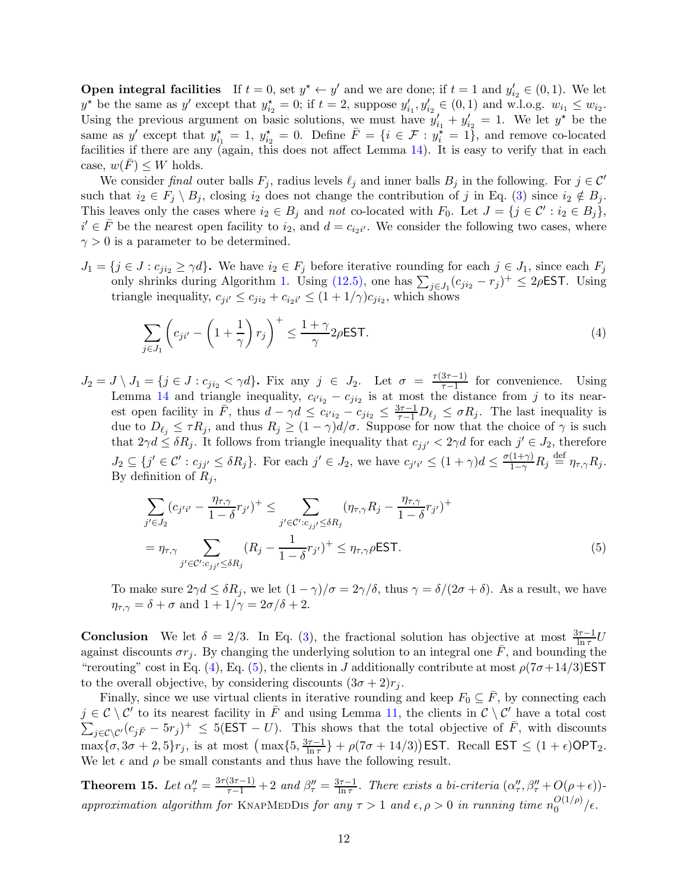**Open integral facilities** If $t = 0$, set $y^\star \leftarrow y'$ and we are done; if $t = 1$ and $y'_{i_2} \in (0,1)$. We let $y^\star$ be the same as $y'$ except that $y^\star_{i_2} = 0$; if $t = 2$, suppose $y'_{i_1}, y'_{i_2} \in (0,1)$ and w.l.o.g. $w_{i_1} \le w_{i_2}$. Using the previous argument on basic solutions, we must have $y'_{i_1} + y'_{i_2} = 1$. We let $y^\star$ be the same as $y'$ except that $y^\star_{i_1} = 1$, $y^\star_{i_2} = 0$. Define $\bar{F} = \{i \in \mathcal{F} : y^\star_i = 1\}$, and remove co-located facilities if there are any (again, this does not affect Lemma 14). It is easy to verify that in each case, $w(\bar{F}) \le W$ holds.

We consider *final* outer balls $F_j$, radius levels $\ell_j$ and inner balls $B_j$ in the following. For $j \in \mathcal{C}'$ such that $i_2 \in F_j \setminus B_j$, closing $i_2$ does not change the contribution of $j$ in Eq. (3) since $i_2 \notin B_j$. This leaves only the cases where $i_2 \in B_j$ and *not* co-located with $F_0$. Let $J = \{j \in \mathcal{C}' : i_2 \in B_j\}$, $i' \in \bar{F}$ be the nearest open facility to $i_2$, and $d = c_{i_2 i'}$. We consider the following two cases, where $\gamma > 0$ is a parameter to be determined.

$J_1 = \{j \in J : c_{ji_2} \ge \gamma d\}$**.** We have $i_2 \in F_j$ before iterative rounding for each $j \in J_1$, since each $F_j$ only shrinks during Algorithm 1. Using (12.5), one has $\sum_{j \in J_1} (c_{ji_2} - r_j)^+ \le 2\rho\mathsf{EST}$. Using triangle inequality, $c_{ji'} \le c_{ji_2} + c_{i_2 i'} \le (1 + 1/\gamma) c_{ji_2}$, which shows

$$\sum_{j \in J_1} \left( c_{ji'} - \left(1 + \frac{1}{\gamma}\right) r_j \right)^+ \le \frac{1+\gamma}{\gamma} 2\rho\mathsf{EST}. \tag{4}$$

$J_2 = J \setminus J_1 = \{j \in J : c_{ji_2} < \gamma d\}$**.** Fix any $j \in J_2$. Let $\sigma = \frac{\tau(3\tau-1)}{\tau-1}$ for convenience. Using Lemma 14 and triangle inequality, $c_{i'i_2} - c_{ji_2}$ is at most the distance from $j$ to its nearest open facility in $\bar{F}$, thus $d - \gamma d \le c_{i'i_2} - c_{ji_2} \le \frac{3\tau-1}{\tau-1} D_{\ell_j} \le \sigma R_j$. The last inequality is due to $D_{\ell_j} \le \tau R_j$, and thus $R_j \ge (1-\gamma)d/\sigma$. Suppose for now that the choice of $\gamma$ is such that $2\gamma d \le \delta R_j$. It follows from triangle inequality that $c_{jj'} < 2\gamma d$ for each $j' \in J_2$, therefore $J_2 \subseteq \{j' \in \mathcal{C}' : c_{jj'} \le \delta R_j\}$. For each $j' \in J_2$, we have $c_{j'i'} \le (1+\gamma)d \le \frac{\sigma(1+\gamma)}{1-\gamma} R_j \overset{\text{def}}{=} \eta_{\tau,\gamma} R_j$. By definition of $R_j$,

$$\begin{aligned}
\sum_{j' \in J_2} (c_{j'i'} - \frac{\eta_{\tau,\gamma}}{1-\delta} r_{j'})^+ &\le \sum_{j' \in \mathcal{C}' : c_{jj'} \le \delta R_j} (\eta_{\tau,\gamma} R_j - \frac{\eta_{\tau,\gamma}}{1-\delta} r_{j'})^+ \\
&= \eta_{\tau,\gamma} \sum_{j' \in \mathcal{C}' : c_{jj'} \le \delta R_j} (R_j - \frac{1}{1-\delta} r_{j'})^+ \le \eta_{\tau,\gamma} \rho\mathsf{EST}.
\end{aligned} \tag{5}$$

To make sure $2\gamma d \le \delta R_j$, we let $(1-\gamma)/\sigma = 2\gamma/\delta$, thus $\gamma = \delta/(2\sigma + \delta)$. As a result, we have $\eta_{\tau,\gamma} = \delta + \sigma$ and $1 + 1/\gamma = 2\sigma/\delta + 2$.

**Conclusion** We let $\delta = 2/3$. In Eq. (3), the fractional solution has objective at most $\frac{3\tau-1}{\ln \tau} U$ against discounts $\sigma r_j$. By changing the underlying solution to an integral one $\bar{F}$, and bounding the "rerouting" cost in Eq. (4), Eq. (5), the clients in $J$ additionally contribute at most $\rho(7\sigma + 14/3)\mathsf{EST}$ to the overall objective, by considering discounts $(3\sigma + 2)r_j$.

Finally, since we use virtual clients in iterative rounding and keep $F_0 \subseteq \bar{F}$, by connecting each $j \in \mathcal{C} \setminus \mathcal{C}'$ to its nearest facility in $\bar{F}$ and using Lemma 11, the clients in $\mathcal{C} \setminus \mathcal{C}'$ have a total cost $\sum_{j \in \mathcal{C} \setminus \mathcal{C}'} (c_{j\bar{F}} - 5r_j)^+ \le 5(\mathsf{EST} - U)$. This shows that the total objective of $\bar{F}$, with discounts $\max\{\sigma, 3\sigma + 2, 5\} r_j$, is at most $\left(\max\{5, \frac{3\tau-1}{\ln \tau}\} + \rho(7\sigma + 14/3)\right)\mathsf{EST}$. Recall $\mathsf{EST} \le (1+\epsilon)\mathsf{OPT}_2$. We let $\epsilon$ and $\rho$ be small constants and thus have the following result.

**Theorem 15.** *Let $\alpha''_\tau = \frac{3\tau(3\tau-1)}{\tau-1} + 2$ and $\beta''_\tau = \frac{3\tau-1}{\ln \tau}$. There exists a bi-criteria $(\alpha''_\tau, \beta''_\tau + O(\rho + \epsilon))$-approximation algorithm for* KnapMedDis *for any $\tau > 1$ and $\epsilon, \rho > 0$ in running time $n_0^{O(1/\rho)}/\epsilon$.*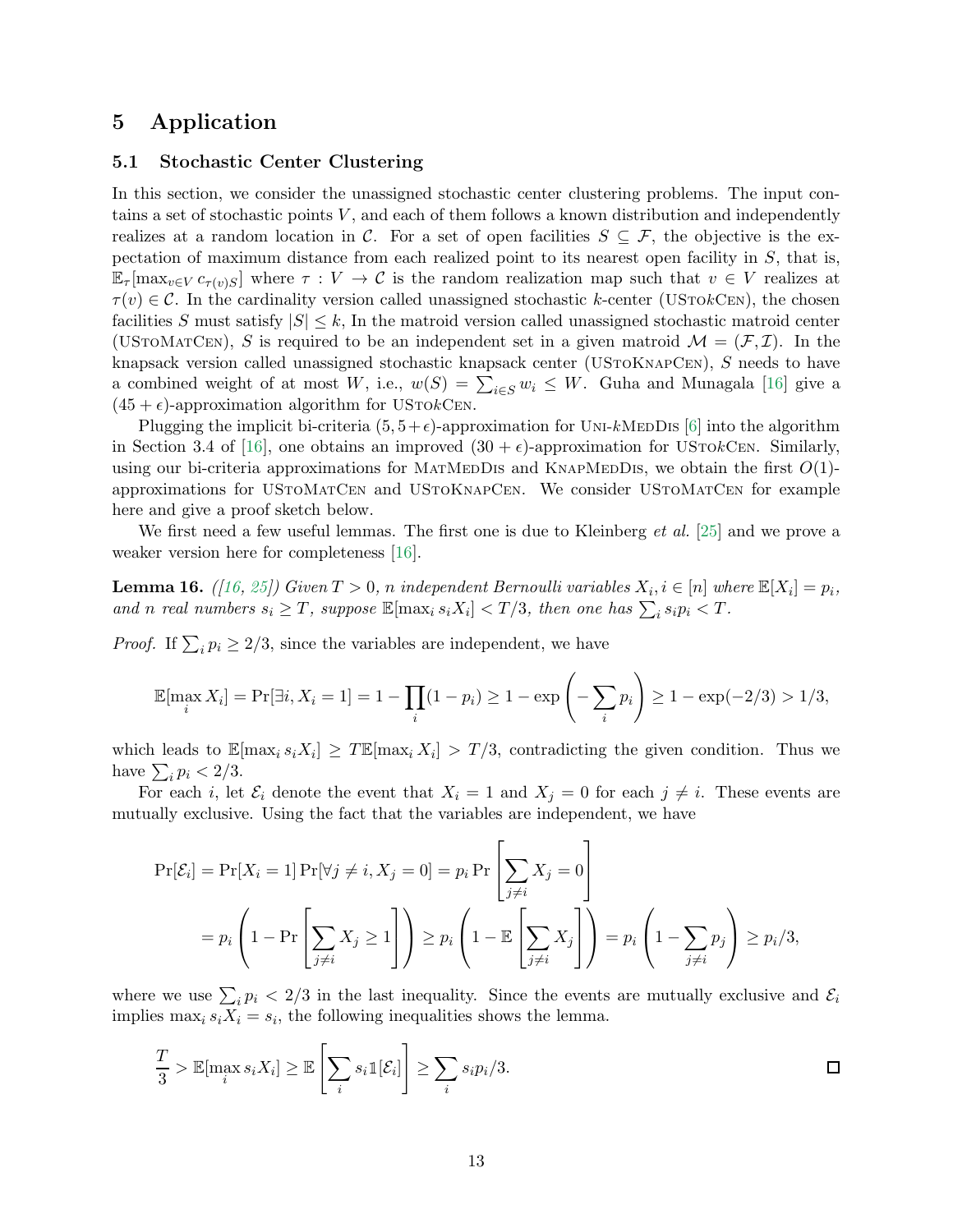# 5 Application

## 5.1 Stochastic Center Clustering

In this section, we consider the unassigned stochastic center clustering problems. The input contains a set of stochastic points $V$, and each of them follows a known distribution and independently realizes at a random location in $\mathcal{C}$. For a set of open facilities $S \subseteq \mathcal{F}$, the objective is the expectation of maximum distance from each realized point to its nearest open facility in $S$, that is, $\mathbb{E}_\tau[\max_{v \in V} c_{\tau(v)S}]$ where $\tau : V \to \mathcal{C}$ is the random realization map such that $v \in V$ realizes at $\tau(v) \in \mathcal{C}$. In the cardinality version called unassigned stochastic $k$-center (UStokCen), the chosen facilities $S$ must satisfy $|S| \leq k$, In the matroid version called unassigned stochastic matroid center (UStoMatCen), $S$ is required to be an independent set in a given matroid $\mathcal{M} = (\mathcal{F}, \mathcal{I})$. In the knapsack version called unassigned stochastic knapsack center (UStoKnapCen), $S$ needs to have a combined weight of at most $W$, i.e., $w(S) = \sum_{i \in S} w_i \leq W$. Guha and Munagala [16] give a $(45 + \epsilon)$-approximation algorithm for UStokCen.

Plugging the implicit bi-criteria $(5, 5+\epsilon)$-approximation for Uni-$k$MedDis [6] into the algorithm in Section 3.4 of [16], one obtains an improved $(30 + \epsilon)$-approximation for UStokCen. Similarly, using our bi-criteria approximations for MatMedDis and KnapMedDis, we obtain the first $O(1)$-approximations for UStoMatCen and UStoKnapCen. We consider UStoMatCen for example here and give a proof sketch below.

We first need a few useful lemmas. The first one is due to Kleinberg *et al.* [25] and we prove a weaker version here for completeness [16].

**Lemma 16.** *([16, 25]) Given $T > 0$, $n$ independent Bernoulli variables $X_i, i \in [n]$ where $\mathbb{E}[X_i] = p_i$, and $n$ real numbers $s_i \geq T$, suppose $\mathbb{E}[\max_i s_i X_i] < T/3$, then one has $\sum_i s_i p_i < T$.*

*Proof.* If $\sum_i p_i \geq 2/3$, since the variables are independent, we have

$$\mathbb{E}[\max_i X_i] = \Pr[\exists i, X_i = 1] = 1 - \prod_i (1 - p_i) \geq 1 - \exp\left(-\sum_i p_i\right) \geq 1 - \exp(-2/3) > 1/3,$$

which leads to $\mathbb{E}[\max_i s_i X_i] \geq T\mathbb{E}[\max_i X_i] > T/3$, contradicting the given condition. Thus we have $\sum_i p_i < 2/3$.

For each $i$, let $\mathcal{E}_i$ denote the event that $X_i = 1$ and $X_j = 0$ for each $j \neq i$. These events are mutually exclusive. Using the fact that the variables are independent, we have

$$\begin{aligned}
\Pr[\mathcal{E}_i] &= \Pr[X_i = 1] \Pr[\forall j \neq i, X_j = 0] = p_i \Pr\left[\sum_{j \neq i} X_j = 0\right] \\
&= p_i \left(1 - \Pr\left[\sum_{j \neq i} X_j \geq 1\right]\right) \geq p_i \left(1 - \mathbb{E}\left[\sum_{j \neq i} X_j\right]\right) = p_i \left(1 - \sum_{j \neq i} p_j\right) \geq p_i/3,
\end{aligned}$$

where we use $\sum_i p_i < 2/3$ in the last inequality. Since the events are mutually exclusive and $\mathcal{E}_i$ implies $\max_i s_i X_i = s_i$, the following inequalities shows the lemma.

$$\frac{T}{3} > \mathbb{E}[\max_i s_i X_i] \geq \mathbb{E}\left[\sum_i s_i \mathbb{1}[\mathcal{E}_i]\right] \geq \sum_i s_i p_i / 3.$$

□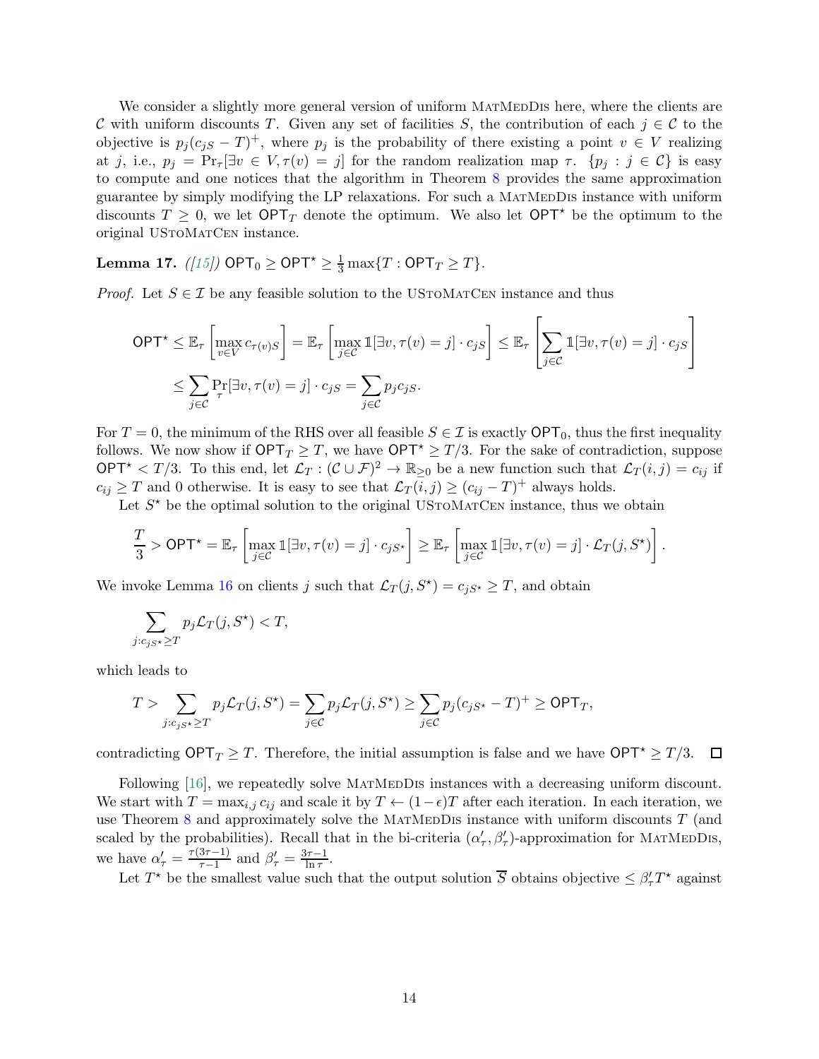We consider a slightly more general version of uniform MatMedDis here, where the clients are $\mathcal{C}$ with uniform discounts $T$. Given any set of facilities $S$, the contribution of each $j \in \mathcal{C}$ to the objective is $p_j(c_{jS} - T)^+$, where $p_j$ is the probability of there existing a point $v \in V$ realizing at $j$, i.e., $p_j = \Pr_\tau[\exists v \in V, \tau(v) = j]$ for the random realization map $\tau$. $\{p_j : j \in \mathcal{C}\}$ is easy to compute and one notices that the algorithm in Theorem 8 provides the same approximation guarantee by simply modifying the LP relaxations. For such a MatMedDis instance with uniform discounts $T \geq 0$, we let $\mathsf{OPT}_T$ denote the optimum. We also let $\mathsf{OPT}^\star$ be the optimum to the original UStoMatCen instance.

**Lemma 17.** *([15])* $\mathsf{OPT}_0 \geq \mathsf{OPT}^\star \geq \frac{1}{3}\max\{T : \mathsf{OPT}_T \geq T\}$.

*Proof.* Let $S \in \mathcal{I}$ be any feasible solution to the UStoMatCen instance and thus

$$\mathsf{OPT}^\star \leq \mathbb{E}_\tau\left[\max_{v\in V} c_{\tau(v)S}\right] = \mathbb{E}_\tau\left[\max_{j\in\mathcal{C}} \mathbb{1}[\exists v, \tau(v) = j] \cdot c_{jS}\right] \leq \mathbb{E}_\tau\left[\sum_{j\in\mathcal{C}} \mathbb{1}[\exists v, \tau(v) = j] \cdot c_{jS}\right]$$
$$\leq \sum_{j\in\mathcal{C}} \Pr_\tau[\exists v, \tau(v) = j] \cdot c_{jS} = \sum_{j\in\mathcal{C}} p_j c_{jS}.$$

For $T = 0$, the minimum of the RHS over all feasible $S \in \mathcal{I}$ is exactly $\mathsf{OPT}_0$, thus the first inequality follows. We now show if $\mathsf{OPT}_T \geq T$, we have $\mathsf{OPT}^\star \geq T/3$. For the sake of contradiction, suppose $\mathsf{OPT}^\star < T/3$. To this end, let $\mathcal{L}_T : (\mathcal{C} \cup \mathcal{F})^2 \to \mathbb{R}_{\geq 0}$ be a new function such that $\mathcal{L}_T(i,j) = c_{ij}$ if $c_{ij} \geq T$ and 0 otherwise. It is easy to see that $\mathcal{L}_T(i,j) \geq (c_{ij} - T)^+$ always holds.

Let $S^\star$ be the optimal solution to the original UStoMatCen instance, thus we obtain

$$\frac{T}{3} > \mathsf{OPT}^\star = \mathbb{E}_\tau\left[\max_{j\in\mathcal{C}} \mathbb{1}[\exists v, \tau(v) = j] \cdot c_{jS^\star}\right] \geq \mathbb{E}_\tau\left[\max_{j\in\mathcal{C}} \mathbb{1}[\exists v, \tau(v) = j] \cdot \mathcal{L}_T(j, S^\star)\right].$$

We invoke Lemma 16 on clients $j$ such that $\mathcal{L}_T(j, S^\star) = c_{jS^\star} \geq T$, and obtain

$$\sum_{j: c_{jS^\star} \geq T} p_j \mathcal{L}_T(j, S^\star) < T,$$

which leads to

$$T > \sum_{j: c_{jS^\star} \geq T} p_j \mathcal{L}_T(j, S^\star) = \sum_{j\in\mathcal{C}} p_j \mathcal{L}_T(j, S^\star) \geq \sum_{j\in\mathcal{C}} p_j (c_{jS^\star} - T)^+ \geq \mathsf{OPT}_T,$$

contradicting $\mathsf{OPT}_T \geq T$. Therefore, the initial assumption is false and we have $\mathsf{OPT}^\star \geq T/3$. $\square$

Following [16], we repeatedly solve MatMedDis instances with a decreasing uniform discount. We start with $T = \max_{i,j} c_{ij}$ and scale it by $T \leftarrow (1-\epsilon)T$ after each iteration. In each iteration, we use Theorem 8 and approximately solve the MatMedDis instance with uniform discounts $T$ (and scaled by the probabilities). Recall that in the bi-criteria $(\alpha'_\tau, \beta'_\tau)$-approximation for MatMedDis, we have $\alpha'_\tau = \frac{\tau(3\tau-1)}{\tau-1}$ and $\beta'_\tau = \frac{3\tau-1}{\ln\tau}$.

Let $T^\star$ be the smallest value such that the output solution $\overline{S}$ obtains objective $\leq \beta'_\tau T^\star$ against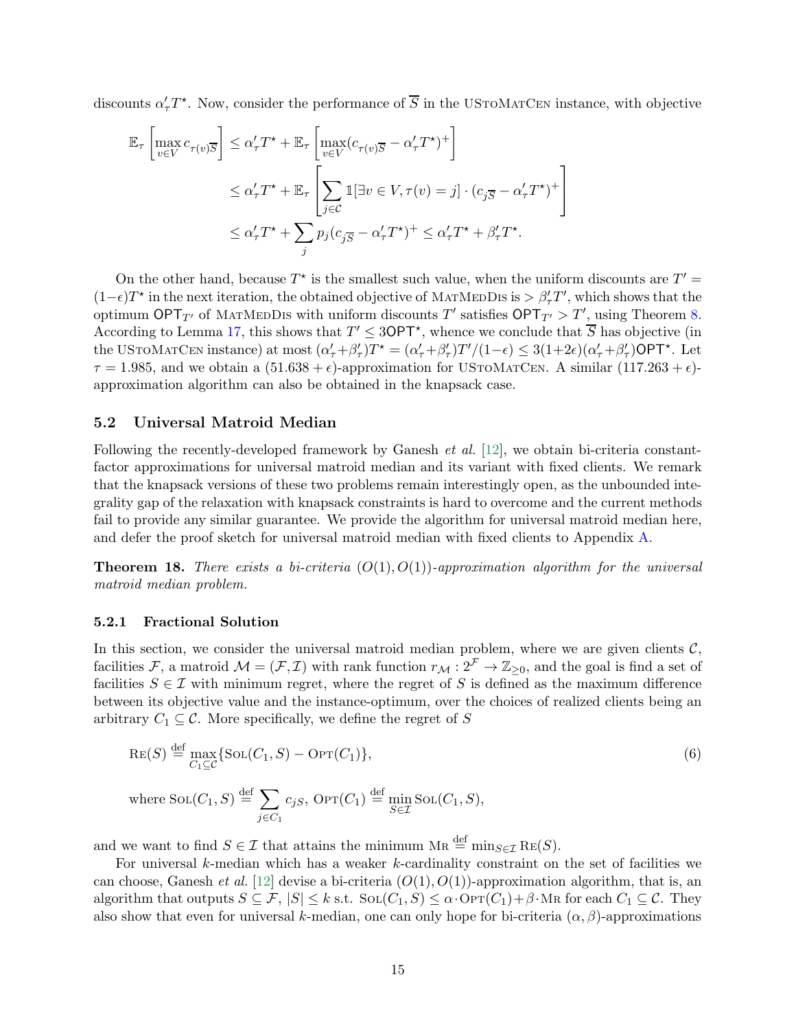discounts $\alpha'_\tau T^\star$. Now, consider the performance of $\overline{S}$ in the UStoMatCen instance, with objective

$$
\begin{aligned}
\mathbb{E}_\tau\left[\max_{v\in V} c_{\tau(v)\overline{S}}\right] &\le \alpha'_\tau T^\star + \mathbb{E}_\tau\left[\max_{v\in V}(c_{\tau(v)\overline{S}} - \alpha'_\tau T^\star)^+\right] \\
&\le \alpha'_\tau T^\star + \mathbb{E}_\tau\left[\sum_{j\in\mathcal{C}} \mathbb{1}[\exists v\in V, \tau(v)=j]\cdot(c_{j\overline{S}} - \alpha'_\tau T^\star)^+\right] \\
&\le \alpha'_\tau T^\star + \sum_j p_j (c_{j\overline{S}} - \alpha'_\tau T^\star)^+ \le \alpha'_\tau T^\star + \beta'_\tau T^\star.
\end{aligned}
$$

On the other hand, because $T^\star$ is the smallest such value, when the uniform discounts are $T' = (1-\epsilon)T^\star$ in the next iteration, the obtained objective of MatMedDis is $> \beta'_\tau T'$, which shows that the optimum $\mathsf{OPT}_{T'}$ of MatMedDis with uniform discounts $T'$ satisfies $\mathsf{OPT}_{T'} > T'$, using Theorem 8. According to Lemma 17, this shows that $T' \le 3\mathsf{OPT}^\star$, whence we conclude that $\overline{S}$ has objective (in the UStoMatCen instance) at most $(\alpha'_\tau+\beta'_\tau)T^\star = (\alpha'_\tau+\beta'_\tau)T'/(1-\epsilon) \le 3(1+2\epsilon)(\alpha'_\tau+\beta'_\tau)\mathsf{OPT}^\star$. Let $\tau = 1.985$, and we obtain a $(51.638+\epsilon)$-approximation for UStoMatCen. A similar $(117.263+\epsilon)$-approximation algorithm can also be obtained in the knapsack case.

## 5.2 Universal Matroid Median

Following the recently-developed framework by Ganesh *et al.* [12], we obtain bi-criteria constant-factor approximations for universal matroid median and its variant with fixed clients. We remark that the knapsack versions of these two problems remain interestingly open, as the unbounded integrality gap of the relaxation with knapsack constraints is hard to overcome and the current methods fail to provide any similar guarantee. We provide the algorithm for universal matroid median here, and defer the proof sketch for universal matroid median with fixed clients to Appendix A.

**Theorem 18.** *There exists a bi-criteria $(O(1), O(1))$-approximation algorithm for the universal matroid median problem.*

### 5.2.1 Fractional Solution

In this section, we consider the universal matroid median problem, where we are given clients $\mathcal{C}$, facilities $\mathcal{F}$, a matroid $\mathcal{M} = (\mathcal{F}, \mathcal{I})$ with rank function $r_\mathcal{M} : 2^\mathcal{F} \to \mathbb{Z}_{\ge 0}$, and the goal is find a set of facilities $S \in \mathcal{I}$ with minimum regret, where the regret of $S$ is defined as the maximum difference between its objective value and the instance-optimum, over the choices of realized clients being an arbitrary $C_1 \subseteq \mathcal{C}$. More specifically, we define the regret of $S$

$$
\textsc{Re}(S) \stackrel{\text{def}}{=} \max_{C_1\subseteq\mathcal{C}}\{\textsc{Sol}(C_1, S) - \textsc{Opt}(C_1)\}, \tag{6}
$$

$$
\text{where } \textsc{Sol}(C_1, S) \stackrel{\text{def}}{=} \sum_{j\in C_1} c_{jS},\ \textsc{Opt}(C_1) \stackrel{\text{def}}{=} \min_{S\in\mathcal{I}} \textsc{Sol}(C_1, S),
$$

and we want to find $S \in \mathcal{I}$ that attains the minimum $\textsc{Mr} \stackrel{\text{def}}{=} \min_{S\in\mathcal{I}} \textsc{Re}(S)$.

For universal $k$-median which has a weaker $k$-cardinality constraint on the set of facilities we can choose, Ganesh *et al.* [12] devise a bi-criteria $(O(1), O(1))$-approximation algorithm, that is, an algorithm that outputs $S \subseteq \mathcal{F}$, $|S| \le k$ s.t. $\textsc{Sol}(C_1, S) \le \alpha\cdot\textsc{Opt}(C_1) + \beta\cdot\textsc{Mr}$ for each $C_1 \subseteq \mathcal{C}$. They also show that even for universal $k$-median, one can only hope for bi-criteria $(\alpha, \beta)$-approximations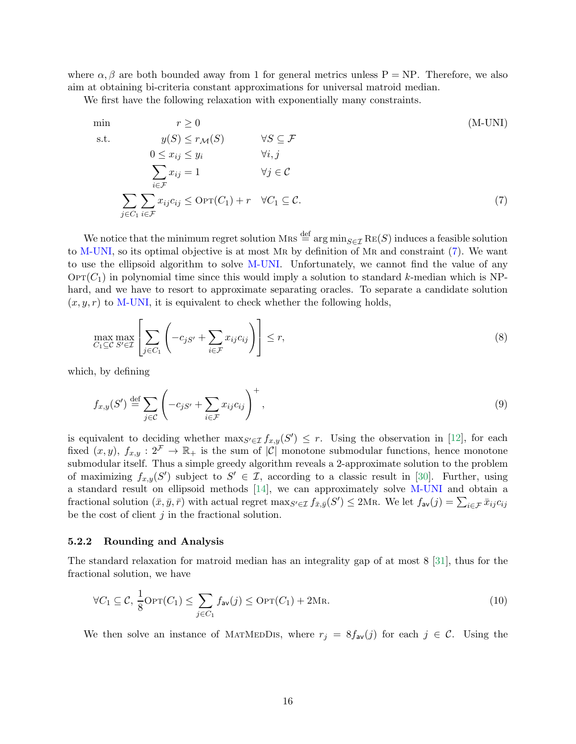where $\alpha, \beta$ are both bounded away from 1 for general metrics unless P = NP. Therefore, we also aim at obtaining bi-criteria constant approximations for universal matroid median.

We first have the following relaxation with exponentially many constraints.

$$
\begin{aligned}
\min \quad & r \geq 0 && && \text{(M-UNI)} \\
\text{s.t.} \quad & y(S) \leq r_{\mathcal{M}}(S) && \forall S \subseteq \mathcal{F} \\
& 0 \leq x_{ij} \leq y_i && \forall i, j \\
& \sum_{i \in \mathcal{F}} x_{ij} = 1 && \forall j \in \mathcal{C} \\
& \sum_{j \in C_1} \sum_{i \in \mathcal{F}} x_{ij} c_{ij} \leq \textsc{Opt}(C_1) + r && \forall C_1 \subseteq \mathcal{C}. && (7)
\end{aligned}
$$

We notice that the minimum regret solution $\textsc{Mrs} \stackrel{\text{def}}{=} \arg\min_{S \in \mathcal{I}} \textsc{Re}(S)$ induces a feasible solution to M-UNI, so its optimal objective is at most $\textsc{Mr}$ by definition of $\textsc{Mr}$ and constraint (7). We want to use the ellipsoid algorithm to solve M-UNI. Unfortunately, we cannot find the value of any $\textsc{Opt}(C_1)$ in polynomial time since this would imply a solution to standard $k$-median which is NP-hard, and we have to resort to approximate separating oracles. To separate a candidate solution $(x, y, r)$ to M-UNI, it is equivalent to check whether the following holds,

$$
\max_{C_1 \subseteq \mathcal{C}} \max_{S' \in \mathcal{I}} \left[ \sum_{j \in C_1} \left( -c_{jS'} + \sum_{i \in \mathcal{F}} x_{ij} c_{ij} \right) \right] \leq r, \tag{8}
$$

which, by defining

$$
f_{x,y}(S') \stackrel{\text{def}}{=} \sum_{j \in \mathcal{C}} \left( -c_{jS'} + \sum_{i \in \mathcal{F}} x_{ij} c_{ij} \right)^+, \tag{9}
$$

is equivalent to deciding whether $\max_{S' \in \mathcal{I}} f_{x,y}(S') \leq r$. Using the observation in [12], for each fixed $(x, y)$, $f_{x,y} : 2^{\mathcal{F}} \to \mathbb{R}_+$ is the sum of $|\mathcal{C}|$ monotone submodular functions, hence monotone submodular itself. Thus a simple greedy algorithm reveals a 2-approximate solution to the problem of maximizing $f_{x,y}(S')$ subject to $S' \in \mathcal{I}$, according to a classic result in [30]. Further, using a standard result on ellipsoid methods [14], we can approximately solve M-UNI and obtain a fractional solution $(\bar{x}, \bar{y}, \bar{r})$ with actual regret $\max_{S' \in \mathcal{I}} f_{\bar{x},\bar{y}}(S') \leq 2\textsc{Mr}$. We let $f_{\mathsf{av}}(j) = \sum_{i \in \mathcal{F}} \bar{x}_{ij} c_{ij}$ be the cost of client $j$ in the fractional solution.

### 5.2.2 Rounding and Analysis

The standard relaxation for matroid median has an integrality gap of at most 8 [31], thus for the fractional solution, we have

$$
\forall C_1 \subseteq \mathcal{C}, \frac{1}{8} \textsc{Opt}(C_1) \leq \sum_{j \in C_1} f_{\mathsf{av}}(j) \leq \textsc{Opt}(C_1) + 2\textsc{Mr}. \tag{10}
$$

We then solve an instance of MatMedDis, where $r_j = 8 f_{\mathsf{av}}(j)$ for each $j \in \mathcal{C}$. Using the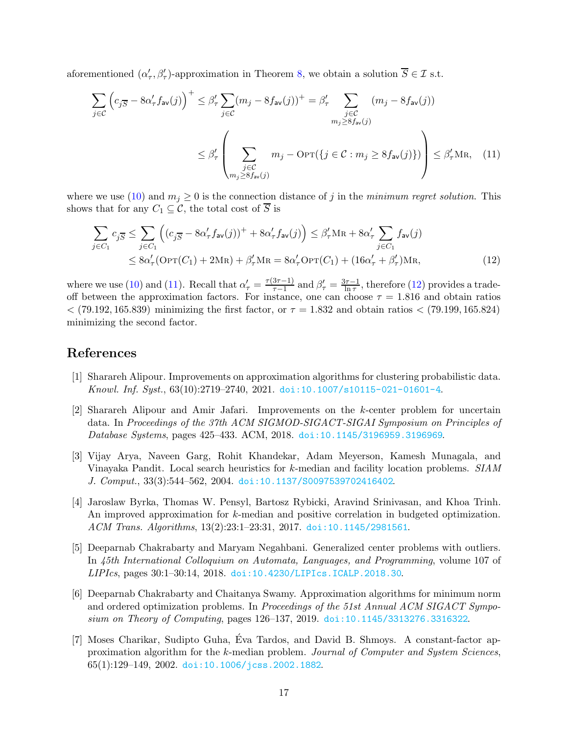aforementioned $(\alpha'_\tau, \beta'_\tau)$-approximation in Theorem 8, we obtain a solution $\overline{S} \in \mathcal{I}$ s.t.

$$
\begin{aligned}
\sum_{j\in\mathcal{C}} \left(c_{j\overline{S}} - 8\alpha'_\tau f_{\mathsf{av}}(j)\right)^+ &\le \beta'_\tau \sum_{j\in\mathcal{C}} (m_j - 8f_{\mathsf{av}}(j))^+ = \beta'_\tau \sum_{\substack{j\in\mathcal{C}\\ m_j \ge 8f_{\mathsf{av}}(j)}} (m_j - 8f_{\mathsf{av}}(j)) \\
&\le \beta'_\tau \left( \sum_{\substack{j\in\mathcal{C}\\ m_j\ge 8f_{\mathsf{av}}(j)}} m_j - \textsc{Opt}(\{j\in\mathcal{C} : m_j \ge 8f_{\mathsf{av}}(j)\}) \right) \le \beta'_\tau \textsc{Mr}, \quad (11)
\end{aligned}
$$

where we use (10) and $m_j \ge 0$ is the connection distance of $j$ in the *minimum regret solution*. This shows that for any $C_1 \subseteq \mathcal{C}$, the total cost of $\overline{S}$ is

$$
\begin{aligned}
\sum_{j\in C_1} c_{j\overline{S}} &\le \sum_{j\in C_1} \left( (c_{j\overline{S}} - 8\alpha'_\tau f_{\mathsf{av}}(j))^+ + 8\alpha'_\tau f_{\mathsf{av}}(j) \right) \le \beta'_\tau \textsc{Mr} + 8\alpha'_\tau \sum_{j\in C_1} f_{\mathsf{av}}(j) \\
&\le 8\alpha'_\tau(\textsc{Opt}(C_1) + 2\textsc{Mr}) + \beta'_\tau \textsc{Mr} = 8\alpha'_\tau \textsc{Opt}(C_1) + (16\alpha'_\tau + \beta'_\tau)\textsc{Mr}, \quad (12)
\end{aligned}
$$

where we use (10) and (11). Recall that $\alpha'_\tau = \frac{\tau(3\tau-1)}{\tau-1}$ and $\beta'_\tau = \frac{3\tau-1}{\ln\tau}$, therefore (12) provides a trade-off between the approximation factors. For instance, one can choose $\tau = 1.816$ and obtain ratios $< (79.192, 165.839)$ minimizing the first factor, or $\tau = 1.832$ and obtain ratios $< (79.199, 165.824)$ minimizing the second factor.

# References

[1] Sharareh Alipour. Improvements on approximation algorithms for clustering probabilistic data. *Knowl. Inf. Syst.*, 63(10):2719–2740, 2021. doi:10.1007/s10115-021-01601-4.

[2] Sharareh Alipour and Amir Jafari. Improvements on the $k$-center problem for uncertain data. In *Proceedings of the 37th ACM SIGMOD-SIGACT-SIGAI Symposium on Principles of Database Systems*, pages 425–433. ACM, 2018. doi:10.1145/3196959.3196969.

[3] Vijay Arya, Naveen Garg, Rohit Khandekar, Adam Meyerson, Kamesh Munagala, and Vinayaka Pandit. Local search heuristics for $k$-median and facility location problems. *SIAM J. Comput.*, 33(3):544–562, 2004. doi:10.1137/S0097539702416402.

[4] Jaroslaw Byrka, Thomas W. Pensyl, Bartosz Rybicki, Aravind Srinivasan, and Khoa Trinh. An improved approximation for $k$-median and positive correlation in budgeted optimization. *ACM Trans. Algorithms*, 13(2):23:1–23:31, 2017. doi:10.1145/2981561.

[5] Deeparnab Chakrabarty and Maryam Negahbani. Generalized center problems with outliers. In *45th International Colloquium on Automata, Languages, and Programming*, volume 107 of *LIPIcs*, pages 30:1–30:14, 2018. doi:10.4230/LIPIcs.ICALP.2018.30.

[6] Deeparnab Chakrabarty and Chaitanya Swamy. Approximation algorithms for minimum norm and ordered optimization problems. In *Proceedings of the 51st Annual ACM SIGACT Symposium on Theory of Computing*, pages 126–137, 2019. doi:10.1145/3313276.3316322.

[7] Moses Charikar, Sudipto Guha, Éva Tardos, and David B. Shmoys. A constant-factor approximation algorithm for the $k$-median problem. *Journal of Computer and System Sciences*, 65(1):129–149, 2002. doi:10.1006/jcss.2002.1882.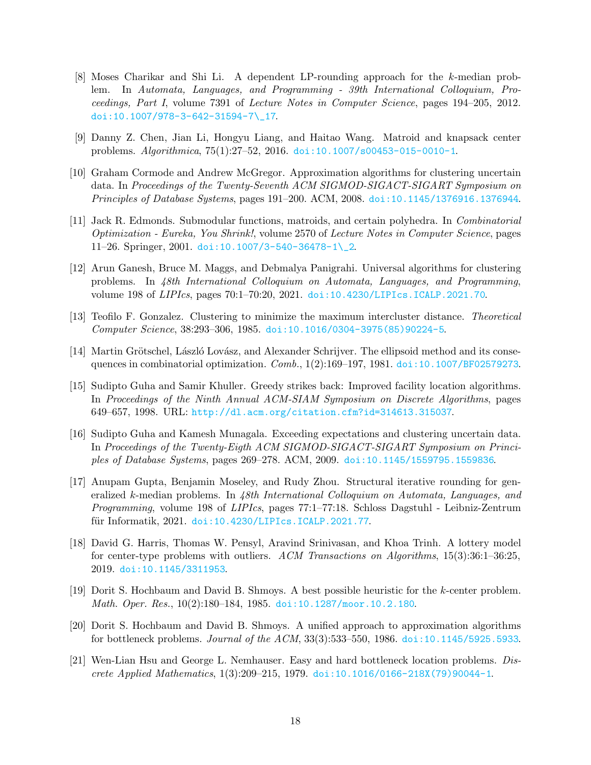[8] Moses Charikar and Shi Li. A dependent LP-rounding approach for the $k$-median problem. In *Automata, Languages, and Programming - 39th International Colloquium, Proceedings, Part I*, volume 7391 of *Lecture Notes in Computer Science*, pages 194–205, 2012. doi:10.1007/978-3-642-31594-7_17.

[9] Danny Z. Chen, Jian Li, Hongyu Liang, and Haitao Wang. Matroid and knapsack center problems. *Algorithmica*, 75(1):27–52, 2016. doi:10.1007/s00453-015-0010-1.

[10] Graham Cormode and Andrew McGregor. Approximation algorithms for clustering uncertain data. In *Proceedings of the Twenty-Seventh ACM SIGMOD-SIGACT-SIGART Symposium on Principles of Database Systems*, pages 191–200. ACM, 2008. doi:10.1145/1376916.1376944.

[11] Jack R. Edmonds. Submodular functions, matroids, and certain polyhedra. In *Combinatorial Optimization - Eureka, You Shrink!*, volume 2570 of *Lecture Notes in Computer Science*, pages 11–26. Springer, 2001. doi:10.1007/3-540-36478-1_2.

[12] Arun Ganesh, Bruce M. Maggs, and Debmalya Panigrahi. Universal algorithms for clustering problems. In *48th International Colloquium on Automata, Languages, and Programming*, volume 198 of *LIPIcs*, pages 70:1–70:20, 2021. doi:10.4230/LIPIcs.ICALP.2021.70.

[13] Teofilo F. Gonzalez. Clustering to minimize the maximum intercluster distance. *Theoretical Computer Science*, 38:293–306, 1985. doi:10.1016/0304-3975(85)90224-5.

[14] Martin Grötschel, László Lovász, and Alexander Schrijver. The ellipsoid method and its consequences in combinatorial optimization. *Comb.*, 1(2):169–197, 1981. doi:10.1007/BF02579273.

[15] Sudipto Guha and Samir Khuller. Greedy strikes back: Improved facility location algorithms. In *Proceedings of the Ninth Annual ACM-SIAM Symposium on Discrete Algorithms*, pages 649–657, 1998. URL: http://dl.acm.org/citation.cfm?id=314613.315037.

[16] Sudipto Guha and Kamesh Munagala. Exceeding expectations and clustering uncertain data. In *Proceedings of the Twenty-Eigth ACM SIGMOD-SIGACT-SIGART Symposium on Principles of Database Systems*, pages 269–278. ACM, 2009. doi:10.1145/1559795.1559836.

[17] Anupam Gupta, Benjamin Moseley, and Rudy Zhou. Structural iterative rounding for generalized $k$-median problems. In *48th International Colloquium on Automata, Languages, and Programming*, volume 198 of *LIPIcs*, pages 77:1–77:18. Schloss Dagstuhl - Leibniz-Zentrum für Informatik, 2021. doi:10.4230/LIPIcs.ICALP.2021.77.

[18] David G. Harris, Thomas W. Pensyl, Aravind Srinivasan, and Khoa Trinh. A lottery model for center-type problems with outliers. *ACM Transactions on Algorithms*, 15(3):36:1–36:25, 2019. doi:10.1145/3311953.

[19] Dorit S. Hochbaum and David B. Shmoys. A best possible heuristic for the $k$-center problem. *Math. Oper. Res.*, 10(2):180–184, 1985. doi:10.1287/moor.10.2.180.

[20] Dorit S. Hochbaum and David B. Shmoys. A unified approach to approximation algorithms for bottleneck problems. *Journal of the ACM*, 33(3):533–550, 1986. doi:10.1145/5925.5933.

[21] Wen-Lian Hsu and George L. Nemhauser. Easy and hard bottleneck location problems. *Discrete Applied Mathematics*, 1(3):209–215, 1979. doi:10.1016/0166-218X(79)90044-1.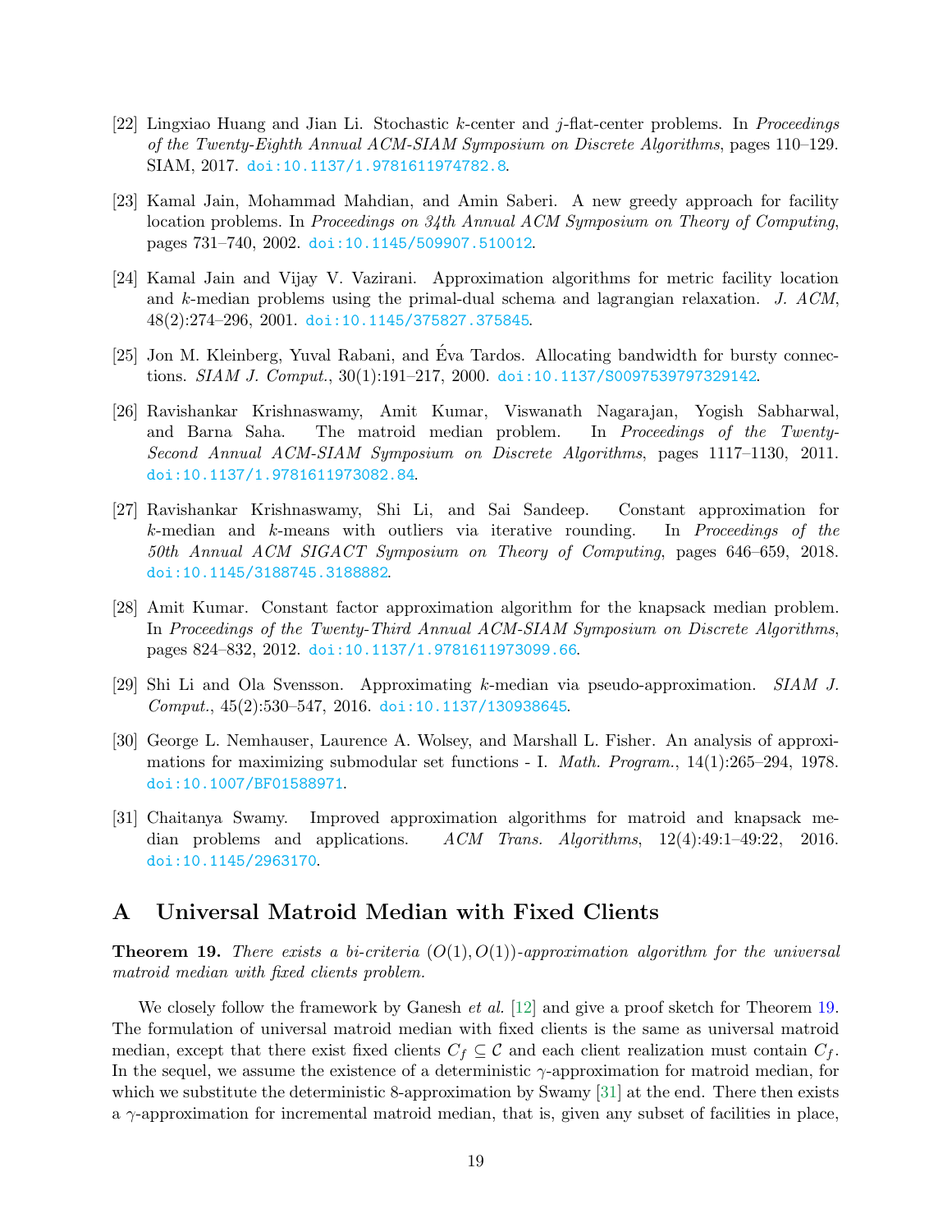[22] Lingxiao Huang and Jian Li. Stochastic $k$-center and $j$-flat-center problems. In *Proceedings of the Twenty-Eighth Annual ACM-SIAM Symposium on Discrete Algorithms*, pages 110–129. SIAM, 2017. doi:10.1137/1.9781611974782.8.

[23] Kamal Jain, Mohammad Mahdian, and Amin Saberi. A new greedy approach for facility location problems. In *Proceedings on 34th Annual ACM Symposium on Theory of Computing*, pages 731–740, 2002. doi:10.1145/509907.510012.

[24] Kamal Jain and Vijay V. Vazirani. Approximation algorithms for metric facility location and $k$-median problems using the primal-dual schema and lagrangian relaxation. *J. ACM*, 48(2):274–296, 2001. doi:10.1145/375827.375845.

[25] Jon M. Kleinberg, Yuval Rabani, and Éva Tardos. Allocating bandwidth for bursty connections. *SIAM J. Comput.*, 30(1):191–217, 2000. doi:10.1137/S0097539797329142.

[26] Ravishankar Krishnaswamy, Amit Kumar, Viswanath Nagarajan, Yogish Sabharwal, and Barna Saha. The matroid median problem. In *Proceedings of the Twenty-Second Annual ACM-SIAM Symposium on Discrete Algorithms*, pages 1117–1130, 2011. doi:10.1137/1.9781611973082.84.

[27] Ravishankar Krishnaswamy, Shi Li, and Sai Sandeep. Constant approximation for $k$-median and $k$-means with outliers via iterative rounding. In *Proceedings of the 50th Annual ACM SIGACT Symposium on Theory of Computing*, pages 646–659, 2018. doi:10.1145/3188745.3188882.

[28] Amit Kumar. Constant factor approximation algorithm for the knapsack median problem. In *Proceedings of the Twenty-Third Annual ACM-SIAM Symposium on Discrete Algorithms*, pages 824–832, 2012. doi:10.1137/1.9781611973099.66.

[29] Shi Li and Ola Svensson. Approximating $k$-median via pseudo-approximation. *SIAM J. Comput.*, 45(2):530–547, 2016. doi:10.1137/130938645.

[30] George L. Nemhauser, Laurence A. Wolsey, and Marshall L. Fisher. An analysis of approximations for maximizing submodular set functions - I. *Math. Program.*, 14(1):265–294, 1978. doi:10.1007/BF01588971.

[31] Chaitanya Swamy. Improved approximation algorithms for matroid and knapsack median problems and applications. *ACM Trans. Algorithms*, 12(4):49:1–49:22, 2016. doi:10.1145/2963170.

# A Universal Matroid Median with Fixed Clients

**Theorem 19.** *There exists a bi-criteria $(O(1), O(1))$-approximation algorithm for the universal matroid median with fixed clients problem.*

We closely follow the framework by Ganesh *et al.* [12] and give a proof sketch for Theorem 19. The formulation of universal matroid median with fixed clients is the same as universal matroid median, except that there exist fixed clients $C_f \subseteq \mathcal{C}$ and each client realization must contain $C_f$. In the sequel, we assume the existence of a deterministic $\gamma$-approximation for matroid median, for which we substitute the deterministic 8-approximation by Swamy [31] at the end. There then exists a $\gamma$-approximation for incremental matroid median, that is, given any subset of facilities in place,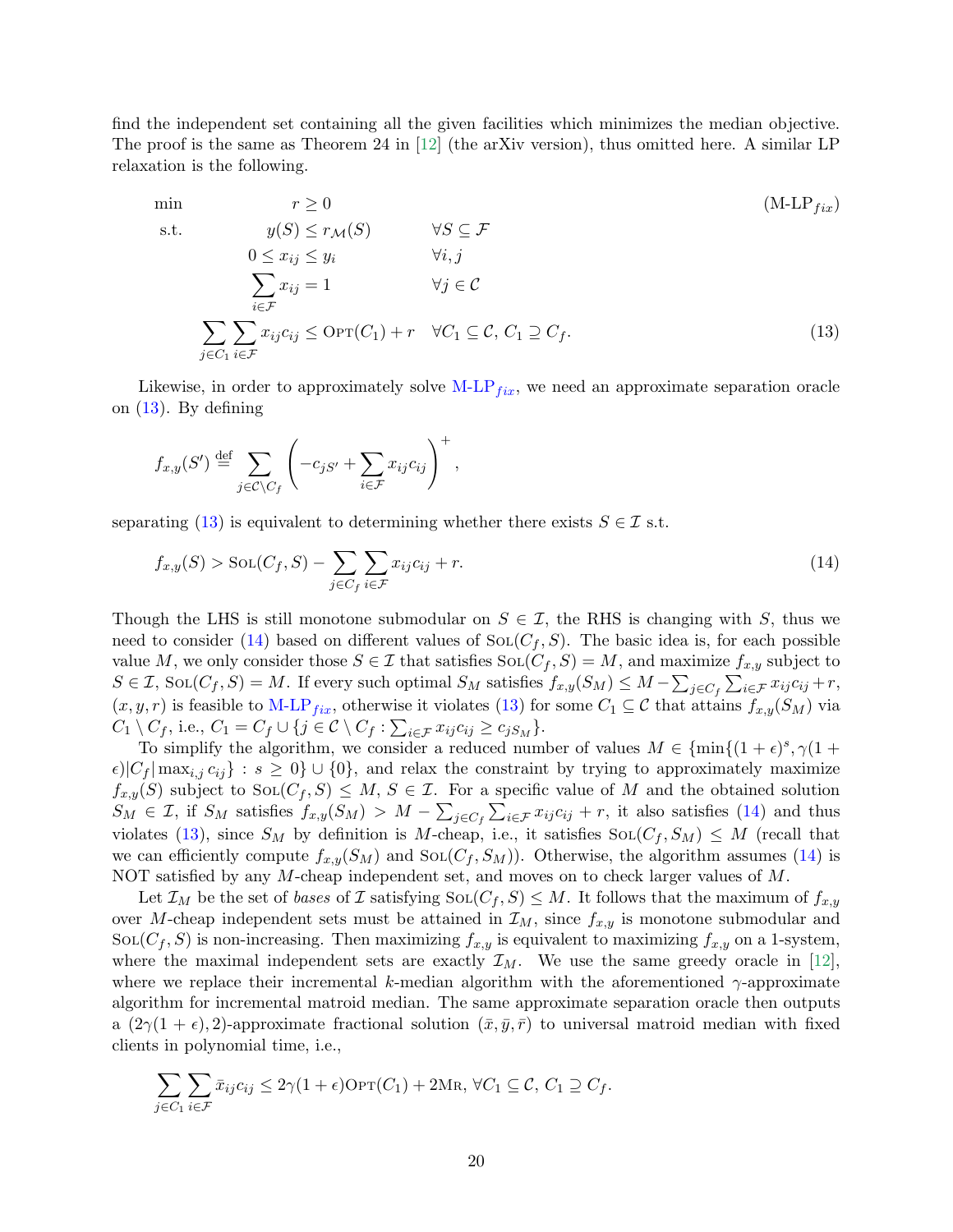find the independent set containing all the given facilities which minimizes the median objective. The proof is the same as Theorem 24 in [12] (the arXiv version), thus omitted here. A similar LP relaxation is the following.

$$
\begin{aligned}
\min \quad & r \geq 0 & & \qquad\qquad (\text{M-LP}_{fix})\\
\text{s.t.} \quad & y(S) \leq r_{\mathcal{M}}(S) & \forall S \subseteq \mathcal{F} & \\
& 0 \leq x_{ij} \leq y_i & \forall i, j & \\
& \sum_{i \in \mathcal{F}} x_{ij} = 1 & \forall j \in \mathcal{C} & \\
\sum_{j \in C_1} \sum_{i \in \mathcal{F}} & x_{ij} c_{ij} \leq \text{OPT}(C_1) + r & \forall C_1 \subseteq \mathcal{C},\, C_1 \supseteq C_f. & \qquad\qquad (13)
\end{aligned}
$$

Likewise, in order to approximately solve M-LP$_{fix}$, we need an approximate separation oracle on (13). By defining

$$
f_{x,y}(S') \stackrel{\text{def}}{=} \sum_{j \in \mathcal{C} \setminus C_f} \left( -c_{jS'} + \sum_{i \in \mathcal{F}} x_{ij} c_{ij} \right)^+,
$$

separating (13) is equivalent to determining whether there exists $S \in \mathcal{I}$ s.t.

$$
f_{x,y}(S) > \text{SOL}(C_f, S) - \sum_{j \in C_f} \sum_{i \in \mathcal{F}} x_{ij} c_{ij} + r. \tag{14}
$$

Though the LHS is still monotone submodular on $S \in \mathcal{I}$, the RHS is changing with $S$, thus we need to consider (14) based on different values of $\text{SOL}(C_f, S)$. The basic idea is, for each possible value $M$, we only consider those $S \in \mathcal{I}$ that satisfies $\text{SOL}(C_f, S) = M$, and maximize $f_{x,y}$ subject to $S \in \mathcal{I}$, $\text{SOL}(C_f, S) = M$. If every such optimal $S_M$ satisfies $f_{x,y}(S_M) \leq M - \sum_{j \in C_f} \sum_{i \in \mathcal{F}} x_{ij} c_{ij} + r$, $(x, y, r)$ is feasible to M-LP$_{fix}$, otherwise it violates (13) for some $C_1 \subseteq \mathcal{C}$ that attains $f_{x,y}(S_M)$ via $C_1 \setminus C_f$, i.e., $C_1 = C_f \cup \{j \in \mathcal{C} \setminus C_f : \sum_{i \in \mathcal{F}} x_{ij} c_{ij} \geq c_{jS_M}\}$.

To simplify the algorithm, we consider a reduced number of values $M \in \{\min\{(1+\epsilon)^s, \gamma(1+\epsilon)|C_f| \max_{i,j} c_{ij}\} : s \geq 0\} \cup \{0\}$, and relax the constraint by trying to approximately maximize $f_{x,y}(S)$ subject to $\text{SOL}(C_f, S) \leq M$, $S \in \mathcal{I}$. For a specific value of $M$ and the obtained solution $S_M \in \mathcal{I}$, if $S_M$ satisfies $f_{x,y}(S_M) > M - \sum_{j \in C_f} \sum_{i \in \mathcal{F}} x_{ij} c_{ij} + r$, it also satisfies (14) and thus violates (13), since $S_M$ by definition is $M$-cheap, i.e., it satisfies $\text{SOL}(C_f, S_M) \leq M$ (recall that we can efficiently compute $f_{x,y}(S_M)$ and $\text{SOL}(C_f, S_M)$). Otherwise, the algorithm assumes (14) is NOT satisfied by any $M$-cheap independent set, and moves on to check larger values of $M$.

Let $\mathcal{I}_M$ be the set of *bases* of $\mathcal{I}$ satisfying $\text{SOL}(C_f, S) \leq M$. It follows that the maximum of $f_{x,y}$ over $M$-cheap independent sets must be attained in $\mathcal{I}_M$, since $f_{x,y}$ is monotone submodular and $\text{SOL}(C_f, S)$ is non-increasing. Then maximizing $f_{x,y}$ is equivalent to maximizing $f_{x,y}$ on a 1-system, where the maximal independent sets are exactly $\mathcal{I}_M$. We use the same greedy oracle in [12], where we replace their incremental $k$-median algorithm with the aforementioned $\gamma$-approximate algorithm for incremental matroid median. The same approximate separation oracle then outputs a $(2\gamma(1+\epsilon), 2)$-approximate fractional solution $(\bar{x}, \bar{y}, \bar{r})$ to universal matroid median with fixed clients in polynomial time, i.e.,

$$
\sum_{j \in C_1} \sum_{i \in \mathcal{F}} \bar{x}_{ij} c_{ij} \leq 2\gamma(1+\epsilon)\text{OPT}(C_1) + 2\text{MR},\ \forall C_1 \subseteq \mathcal{C},\, C_1 \supseteq C_f.
$$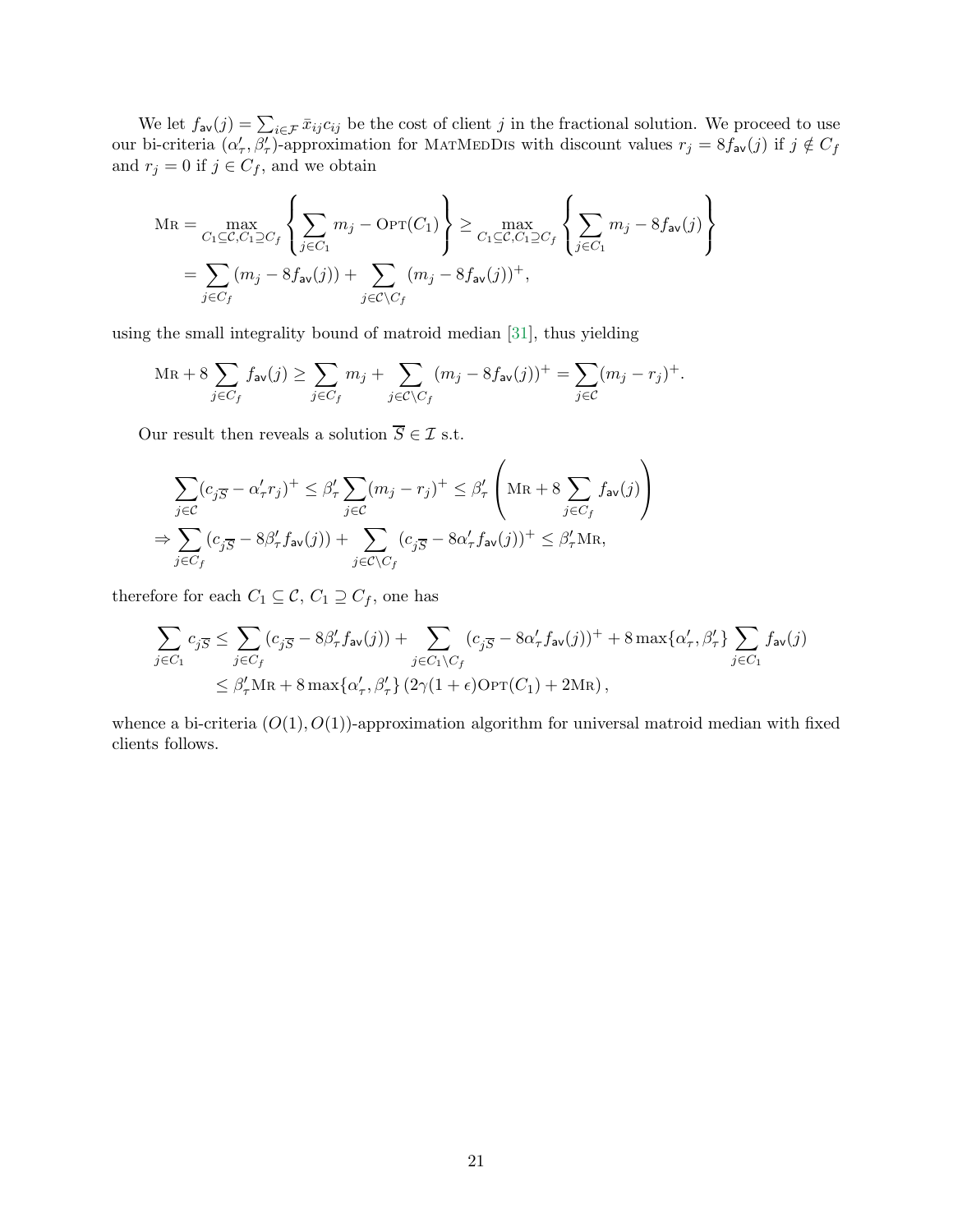We let $f_{\mathsf{av}}(j) = \sum_{i \in \mathcal{F}} \bar{x}_{ij} c_{ij}$ be the cost of client $j$ in the fractional solution. We proceed to use our bi-criteria $(\alpha'_\tau, \beta'_\tau)$-approximation for MatMedDis with discount values $r_j = 8 f_{\mathsf{av}}(j)$ if $j \notin C_f$ and $r_j = 0$ if $j \in C_f$, and we obtain

$$
\begin{aligned}
\textsc{Mr} &= \max_{C_1 \subseteq \mathcal{C}, C_1 \supseteq C_f} \left\{ \sum_{j \in C_1} m_j - \textsc{Opt}(C_1) \right\} \geq \max_{C_1 \subseteq \mathcal{C}, C_1 \supseteq C_f} \left\{ \sum_{j \in C_1} m_j - 8 f_{\mathsf{av}}(j) \right\} \\
&= \sum_{j \in C_f} (m_j - 8 f_{\mathsf{av}}(j)) + \sum_{j \in \mathcal{C} \setminus C_f} (m_j - 8 f_{\mathsf{av}}(j))^+,
\end{aligned}
$$

using the small integrality bound of matroid median [31], thus yielding

$$
\textsc{Mr} + 8 \sum_{j \in C_f} f_{\mathsf{av}}(j) \geq \sum_{j \in C_f} m_j + \sum_{j \in \mathcal{C} \setminus C_f} (m_j - 8 f_{\mathsf{av}}(j))^+ = \sum_{j \in \mathcal{C}} (m_j - r_j)^+.
$$

Our result then reveals a solution $\overline{S} \in \mathcal{I}$ s.t.

$$
\begin{aligned}
&\sum_{j \in \mathcal{C}} (c_{j\overline{S}} - \alpha'_\tau r_j)^+ \leq \beta'_\tau \sum_{j \in \mathcal{C}} (m_j - r_j)^+ \leq \beta'_\tau \left( \textsc{Mr} + 8 \sum_{j \in C_f} f_{\mathsf{av}}(j) \right) \\
\Rightarrow &\sum_{j \in C_f} (c_{j\overline{S}} - 8 \beta'_\tau f_{\mathsf{av}}(j)) + \sum_{j \in \mathcal{C} \setminus C_f} (c_{j\overline{S}} - 8 \alpha'_\tau f_{\mathsf{av}}(j))^+ \leq \beta'_\tau \textsc{Mr},
\end{aligned}
$$

therefore for each $C_1 \subseteq \mathcal{C}$, $C_1 \supseteq C_f$, one has

$$
\begin{aligned}
\sum_{j \in C_1} c_{j\overline{S}} &\leq \sum_{j \in C_f} (c_{j\overline{S}} - 8 \beta'_\tau f_{\mathsf{av}}(j)) + \sum_{j \in C_1 \setminus C_f} (c_{j\overline{S}} - 8 \alpha'_\tau f_{\mathsf{av}}(j))^+ + 8 \max\{\alpha'_\tau, \beta'_\tau\} \sum_{j \in C_1} f_{\mathsf{av}}(j) \\
&\leq \beta'_\tau \textsc{Mr} + 8 \max\{\alpha'_\tau, \beta'_\tau\} \left( 2\gamma(1+\epsilon) \textsc{Opt}(C_1) + 2\textsc{Mr} \right),
\end{aligned}
$$

whence a bi-criteria $(O(1), O(1))$-approximation algorithm for universal matroid median with fixed clients follows.